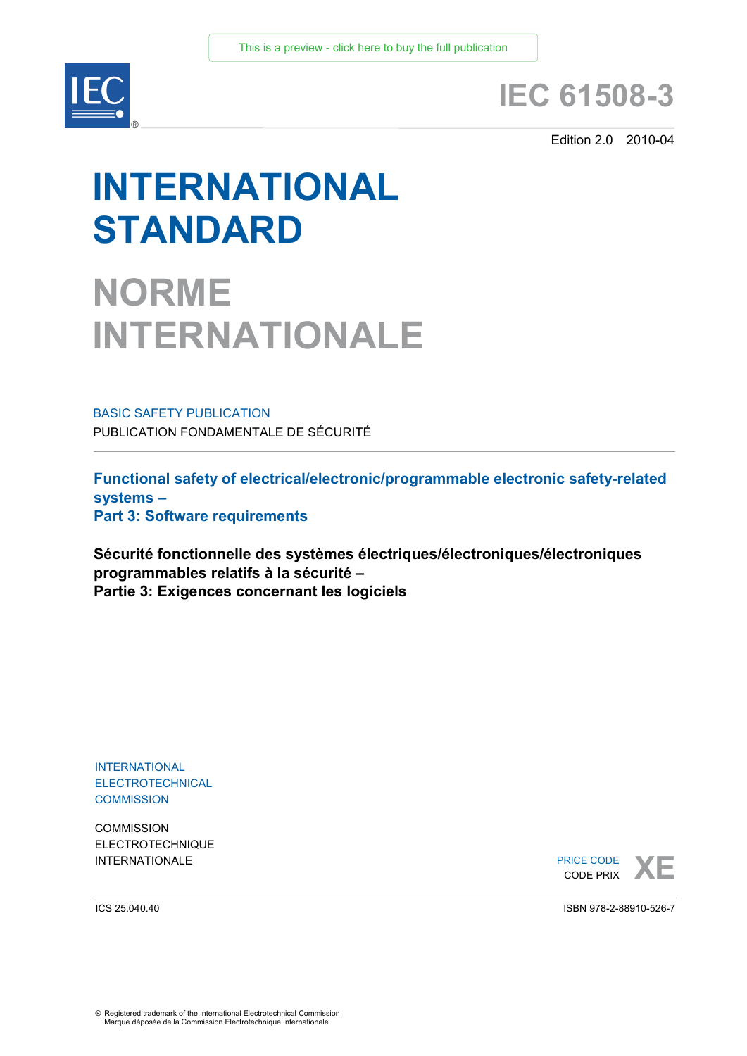This is a preview - click here to buy the full publication

IEC®

# IEC 61508-3

Edition 2.0 2010-04

# INTERNATIONAL STANDARD

# NORME INTERNATIONALE

BASIC SAFETY PUBLICATION

PUBLICATION FONDAMENTALE DE SÉCURITÉ

**Functional safety of electrical/electronic/programmable electronic safety-related systems –**
**Part 3: Software requirements**

**Sécurité fonctionnelle des systèmes électriques/électroniques/électroniques programmables relatifs à la sécurité –**
**Partie 3: Exigences concernant les logiciels**

INTERNATIONAL
ELECTROTECHNICAL
COMMISSION

COMMISSION
ELECTROTECHNIQUE
INTERNATIONALE

PRICE CODE
CODE PRIX **XE**

ICS 25.040.40

ISBN 978-2-88910-526-7

® Registered trademark of the International Electrotechnical Commission
Marque déposée de la Commission Electrotechnique Internationale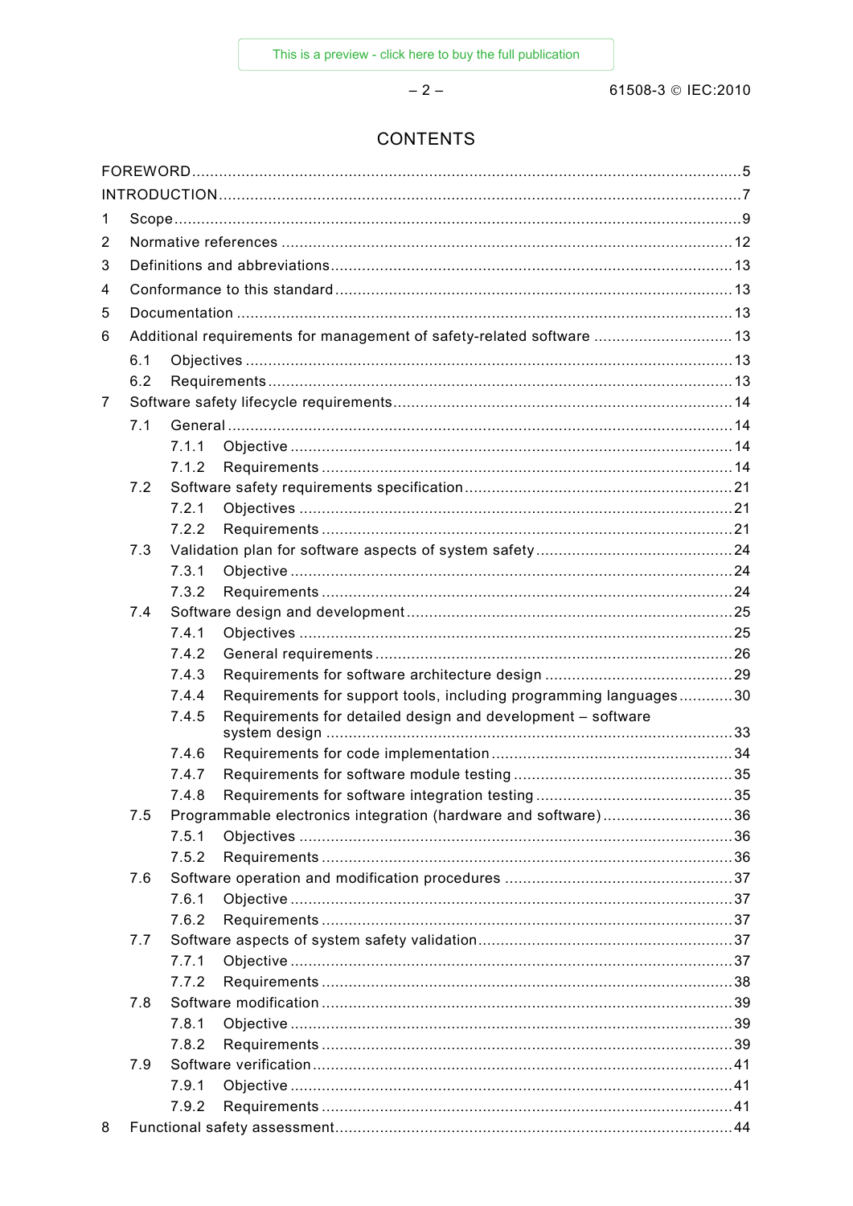# CONTENTS

FOREWORD ........................................................................................................................ 5

INTRODUCTION .................................................................................................................. 7

1 Scope ........................................................................................................................... 9

2 Normative references .................................................................................................. 12

3 Definitions and abbreviations ....................................................................................... 13

4 Conformance to this standard ...................................................................................... 13

5 Documentation ............................................................................................................ 13

6 Additional requirements for management of safety-related software ............................. 13

   6.1 Objectives ............................................................................................................ 13

   6.2 Requirements ....................................................................................................... 13

7 Software safety lifecycle requirements .......................................................................... 14

   7.1 General ................................................................................................................ 14

      7.1.1 Objective ...................................................................................................... 14

      7.1.2 Requirements ............................................................................................... 14

   7.2 Software safety requirements specification ............................................................ 21

      7.2.1 Objectives .................................................................................................... 21

      7.2.2 Requirements ............................................................................................... 21

   7.3 Validation plan for software aspects of system safety ............................................ 24

      7.3.1 Objective ...................................................................................................... 24

      7.3.2 Requirements ............................................................................................... 24

   7.4 Software design and development ......................................................................... 25

      7.4.1 Objectives .................................................................................................... 25

      7.4.2 General requirements .................................................................................... 26

      7.4.3 Requirements for software architecture design .............................................. 29

      7.4.4 Requirements for support tools, including programming languages ............ 30

      7.4.5 Requirements for detailed design and development – software system design ........................................................................................................... 33

      7.4.6 Requirements for code implementation .......................................................... 34

      7.4.7 Requirements for software module testing ..................................................... 35

      7.4.8 Requirements for software integration testing ................................................ 35

   7.5 Programmable electronics integration (hardware and software) ............................. 36

      7.5.1 Objectives .................................................................................................... 36

      7.5.2 Requirements ............................................................................................... 36

   7.6 Software operation and modification procedures ................................................... 37

      7.6.1 Objective ...................................................................................................... 37

      7.6.2 Requirements ............................................................................................... 37

   7.7 Software aspects of system safety validation ......................................................... 37

      7.7.1 Objective ...................................................................................................... 37

      7.7.2 Requirements ............................................................................................... 38

   7.8 Software modification ........................................................................................... 39

      7.8.1 Objective ...................................................................................................... 39

      7.8.2 Requirements ............................................................................................... 39

   7.9 Software verification ............................................................................................. 41

      7.9.1 Objective ...................................................................................................... 41

      7.9.2 Requirements ............................................................................................... 41

8 Functional safety assessment ........................................................................................ 44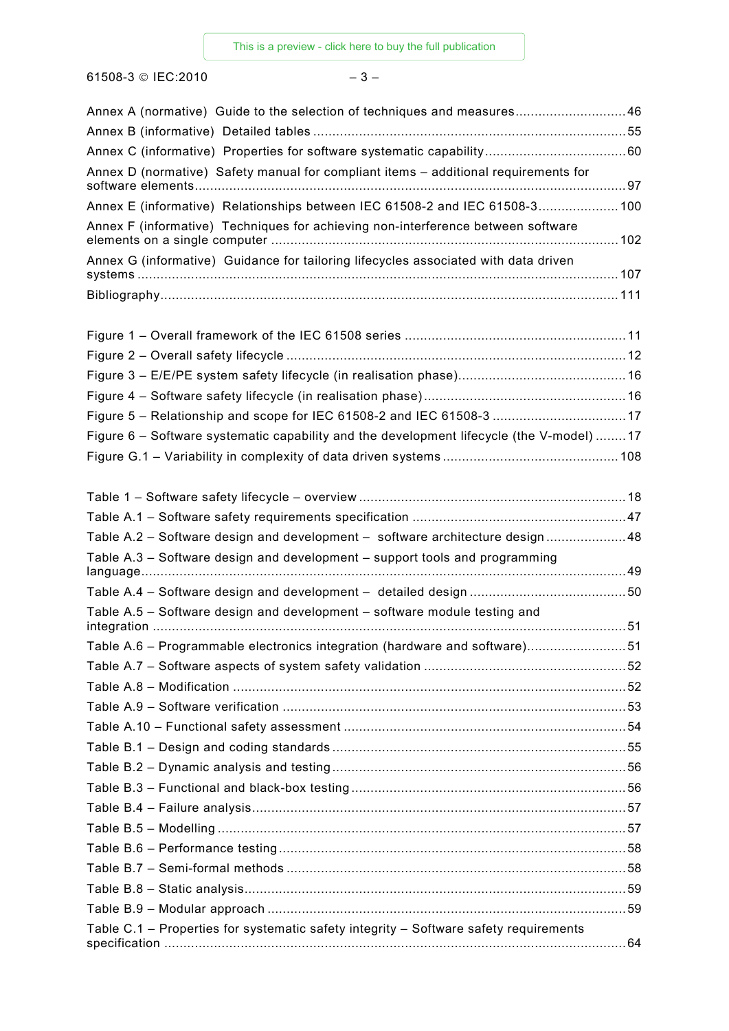Annex A (normative) Guide to the selection of techniques and measures ............................ 46
Annex B (informative) Detailed tables ................................................................................. 55
Annex C (informative) Properties for software systematic capability .................................... 60
Annex D (normative) Safety manual for compliant items – additional requirements for software elements ................................................................................................................ 97
Annex E (informative) Relationships between IEC 61508-2 and IEC 61508-3 ..................... 100
Annex F (informative) Techniques for achieving non-interference between software elements on a single computer ........................................................................................... 102
Annex G (informative) Guidance for tailoring lifecycles associated with data driven systems ................................................................................................................................ 107
Bibliography ....................................................................................................................... 111

Figure 1 – Overall framework of the IEC 61508 series ......................................................... 11
Figure 2 – Overall safety lifecycle ........................................................................................ 12
Figure 3 – E/E/PE system safety lifecycle (in realisation phase) ........................................... 16
Figure 4 – Software safety lifecycle (in realisation phase) .................................................... 16
Figure 5 – Relationship and scope for IEC 61508-2 and IEC 61508-3 .................................. 17
Figure 6 – Software systematic capability and the development lifecycle (the V-model) ........ 17
Figure G.1 – Variability in complexity of data driven systems ............................................. 108

Table 1 – Software safety lifecycle – overview ..................................................................... 18
Table A.1 – Software safety requirements specification ....................................................... 47
Table A.2 – Software design and development – software architecture design ..................... 48
Table A.3 – Software design and development – support tools and programming language ............................................................................................................................... 49
Table A.4 – Software design and development – detailed design ......................................... 50
Table A.5 – Software design and development – software module testing and integration ............................................................................................................................ 51
Table A.6 – Programmable electronics integration (hardware and software) .......................... 51
Table A.7 – Software aspects of system safety validation .................................................... 52
Table A.8 – Modification ...................................................................................................... 52
Table A.9 – Software verification ......................................................................................... 53
Table A.10 – Functional safety assessment ......................................................................... 54
Table B.1 – Design and coding standards ............................................................................ 55
Table B.2 – Dynamic analysis and testing ............................................................................ 56
Table B.3 – Functional and black-box testing ....................................................................... 56
Table B.4 – Failure analysis ................................................................................................. 57
Table B.5 – Modelling .......................................................................................................... 57
Table B.6 – Performance testing .......................................................................................... 58
Table B.7 – Semi-formal methods ........................................................................................ 58
Table B.8 – Static analysis ................................................................................................... 59
Table B.9 – Modular approach ............................................................................................. 59
Table C.1 – Properties for systematic safety integrity – Software safety requirements specification .......................................................................................................................... 64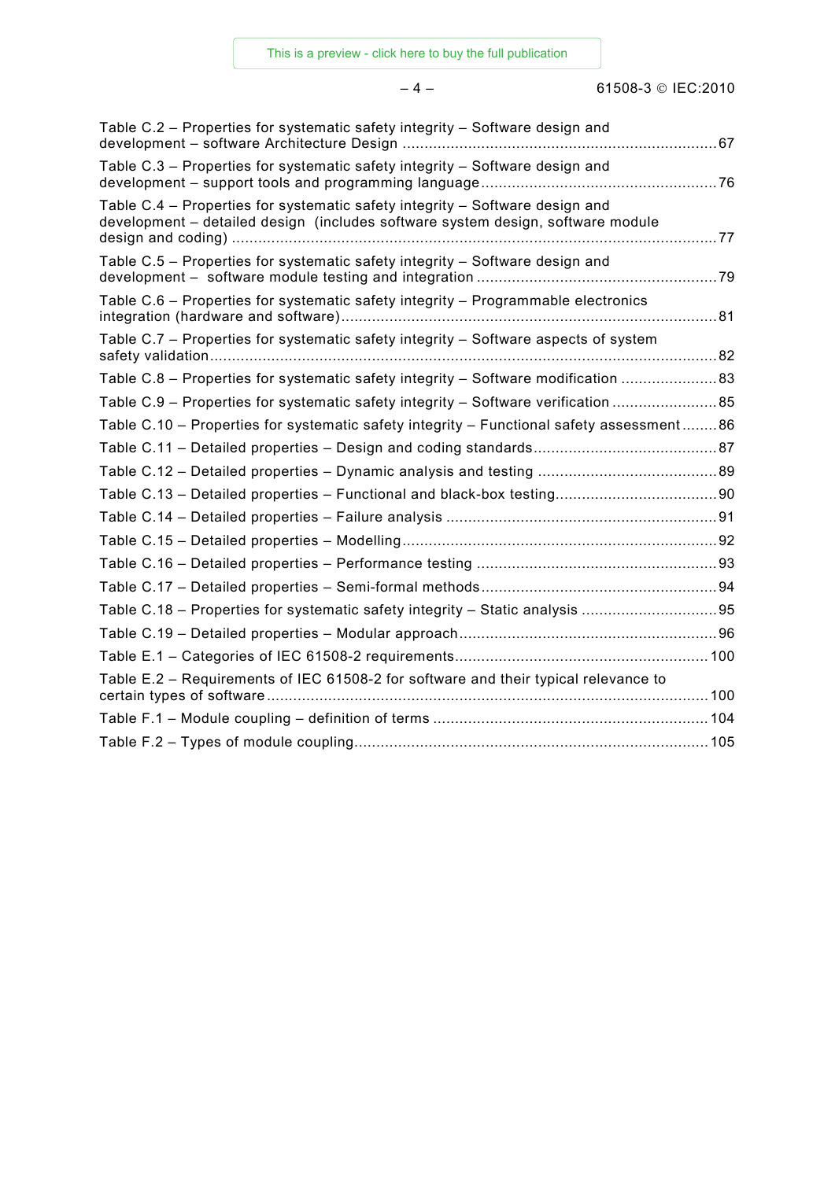Table C.2 – Properties for systematic safety integrity – Software design and development – software Architecture Design ........................................................................ 67

Table C.3 – Properties for systematic safety integrity – Software design and development – support tools and programming language ...................................................... 76

Table C.4 – Properties for systematic safety integrity – Software design and development – detailed design (includes software system design, software module design and coding) ................................................................................................................. 77

Table C.5 – Properties for systematic safety integrity – Software design and development – software module testing and integration ....................................................... 79

Table C.6 – Properties for systematic safety integrity – Programmable electronics integration (hardware and software) ...................................................................................... 81

Table C.7 – Properties for systematic safety integrity – Software aspects of system safety validation ..................................................................................................................... 82

Table C.8 – Properties for systematic safety integrity – Software modification ...................... 83

Table C.9 – Properties for systematic safety integrity – Software verification ........................ 85

Table C.10 – Properties for systematic safety integrity – Functional safety assessment ........ 86

Table C.11 – Detailed properties – Design and coding standards .......................................... 87

Table C.12 – Detailed properties – Dynamic analysis and testing ......................................... 89

Table C.13 – Detailed properties – Functional and black-box testing ..................................... 90

Table C.14 – Detailed properties – Failure analysis .............................................................. 91

Table C.15 – Detailed properties – Modelling ........................................................................ 92

Table C.16 – Detailed properties – Performance testing ....................................................... 93

Table C.17 – Detailed properties – Semi-formal methods ...................................................... 94

Table C.18 – Properties for systematic safety integrity – Static analysis ............................... 95

Table C.19 – Detailed properties – Modular approach ........................................................... 96

Table E.1 – Categories of IEC 61508-2 requirements .......................................................... 100

Table E.2 – Requirements of IEC 61508-2 for software and their typical relevance to certain types of software ..................................................................................................... 100

Table F.1 – Module coupling – definition of terms ............................................................... 104

Table F.2 – Types of module coupling ................................................................................. 105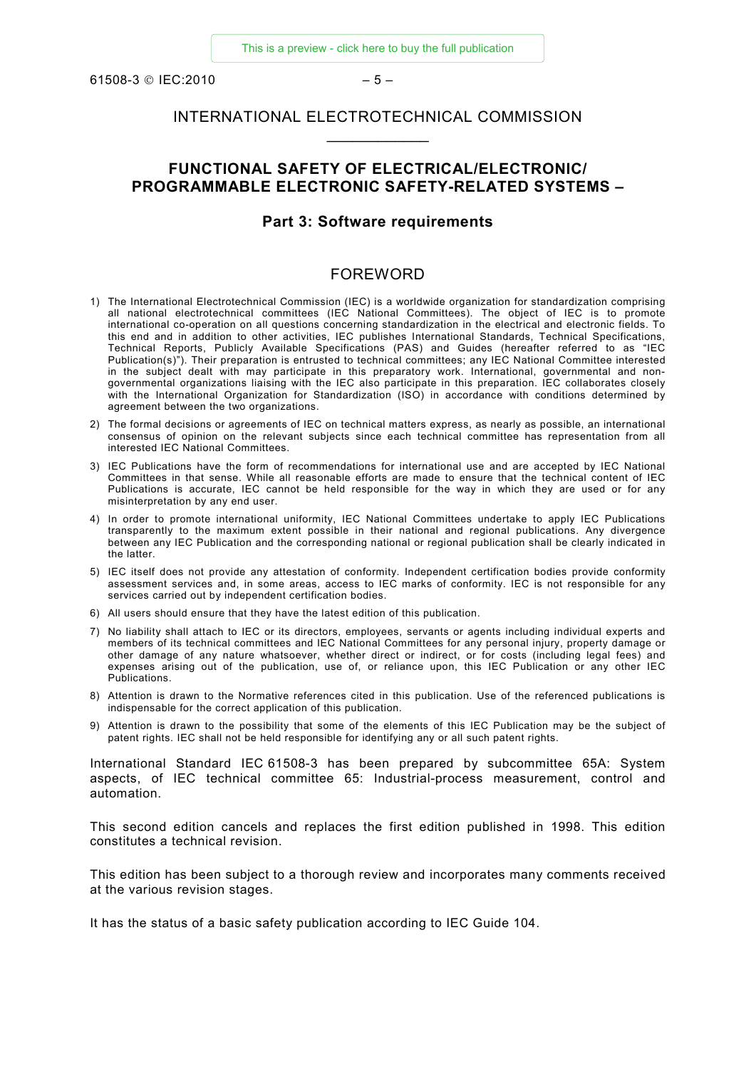# INTERNATIONAL ELECTROTECHNICAL COMMISSION

## FUNCTIONAL SAFETY OF ELECTRICAL/ELECTRONIC/ PROGRAMMABLE ELECTRONIC SAFETY-RELATED SYSTEMS –

### Part 3: Software requirements

## FOREWORD

1) The International Electrotechnical Commission (IEC) is a worldwide organization for standardization comprising all national electrotechnical committees (IEC National Committees). The object of IEC is to promote international co-operation on all questions concerning standardization in the electrical and electronic fields. To this end and in addition to other activities, IEC publishes International Standards, Technical Specifications, Technical Reports, Publicly Available Specifications (PAS) and Guides (hereafter referred to as "IEC Publication(s)"). Their preparation is entrusted to technical committees; any IEC National Committee interested in the subject dealt with may participate in this preparatory work. International, governmental and non-governmental organizations liaising with the IEC also participate in this preparation. IEC collaborates closely with the International Organization for Standardization (ISO) in accordance with conditions determined by agreement between the two organizations.
2) The formal decisions or agreements of IEC on technical matters express, as nearly as possible, an international consensus of opinion on the relevant subjects since each technical committee has representation from all interested IEC National Committees.
3) IEC Publications have the form of recommendations for international use and are accepted by IEC National Committees in that sense. While all reasonable efforts are made to ensure that the technical content of IEC Publications is accurate, IEC cannot be held responsible for the way in which they are used or for any misinterpretation by any end user.
4) In order to promote international uniformity, IEC National Committees undertake to apply IEC Publications transparently to the maximum extent possible in their national and regional publications. Any divergence between any IEC Publication and the corresponding national or regional publication shall be clearly indicated in the latter.
5) IEC itself does not provide any attestation of conformity. Independent certification bodies provide conformity assessment services and, in some areas, access to IEC marks of conformity. IEC is not responsible for any services carried out by independent certification bodies.
6) All users should ensure that they have the latest edition of this publication.
7) No liability shall attach to IEC or its directors, employees, servants or agents including individual experts and members of its technical committees and IEC National Committees for any personal injury, property damage or other damage of any nature whatsoever, whether direct or indirect, or for costs (including legal fees) and expenses arising out of the publication, use of, or reliance upon, this IEC Publication or any other IEC Publications.
8) Attention is drawn to the Normative references cited in this publication. Use of the referenced publications is indispensable for the correct application of this publication.
9) Attention is drawn to the possibility that some of the elements of this IEC Publication may be the subject of patent rights. IEC shall not be held responsible for identifying any or all such patent rights.

International Standard IEC 61508-3 has been prepared by subcommittee 65A: System aspects, of IEC technical committee 65: Industrial-process measurement, control and automation.

This second edition cancels and replaces the first edition published in 1998. This edition constitutes a technical revision.

This edition has been subject to a thorough review and incorporates many comments received at the various revision stages.

It has the status of a basic safety publication according to IEC Guide 104.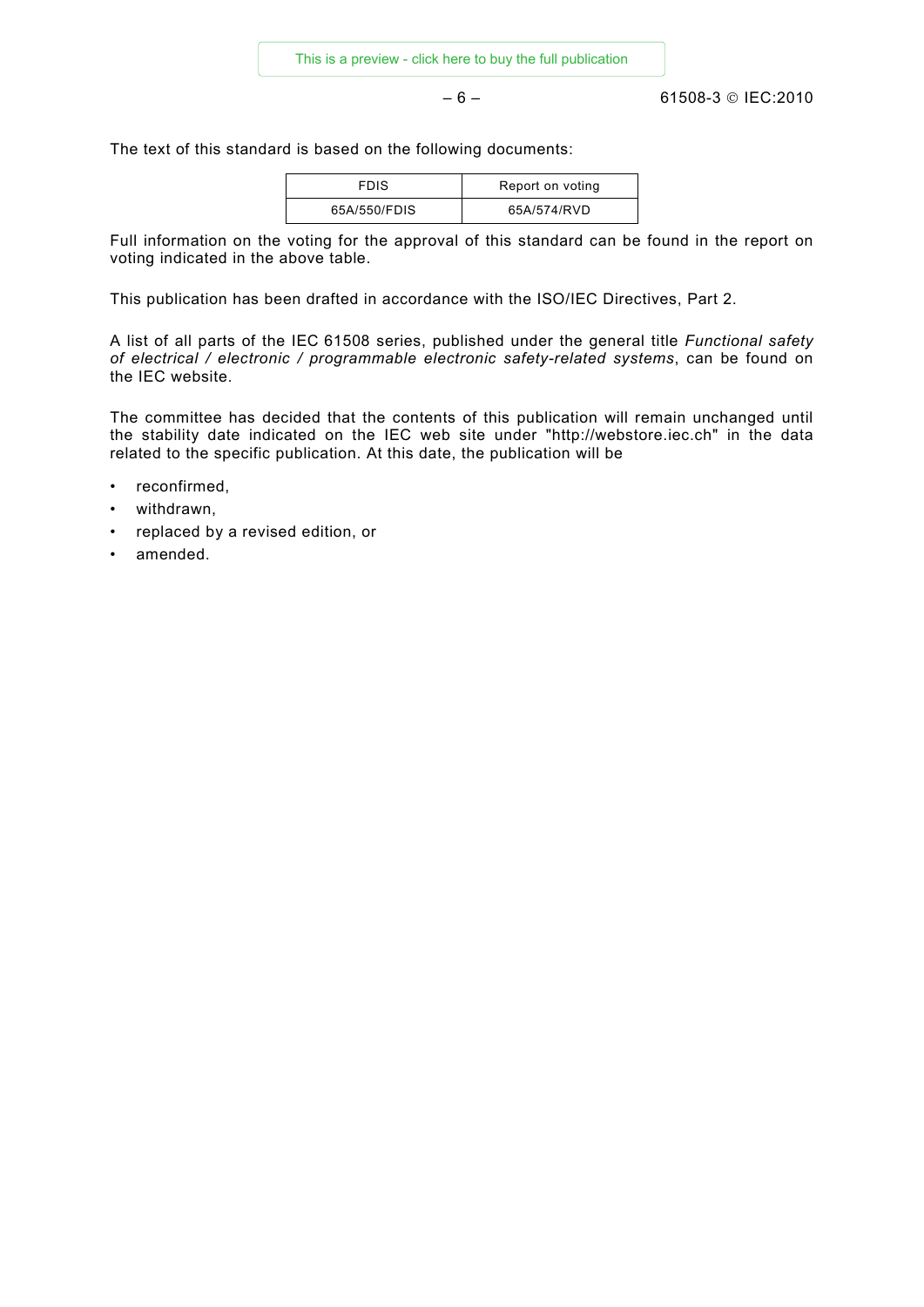The text of this standard is based on the following documents:

| FDIS | Report on voting |
| --- | --- |
| 65A/550/FDIS | 65A/574/RVD |

Full information on the voting for the approval of this standard can be found in the report on voting indicated in the above table.

This publication has been drafted in accordance with the ISO/IEC Directives, Part 2.

A list of all parts of the IEC 61508 series, published under the general title *Functional safety of electrical / electronic / programmable electronic safety-related systems*, can be found on the IEC website.

The committee has decided that the contents of this publication will remain unchanged until the stability date indicated on the IEC web site under "http://webstore.iec.ch" in the data related to the specific publication. At this date, the publication will be

- reconfirmed,
- withdrawn,
- replaced by a revised edition, or
- amended.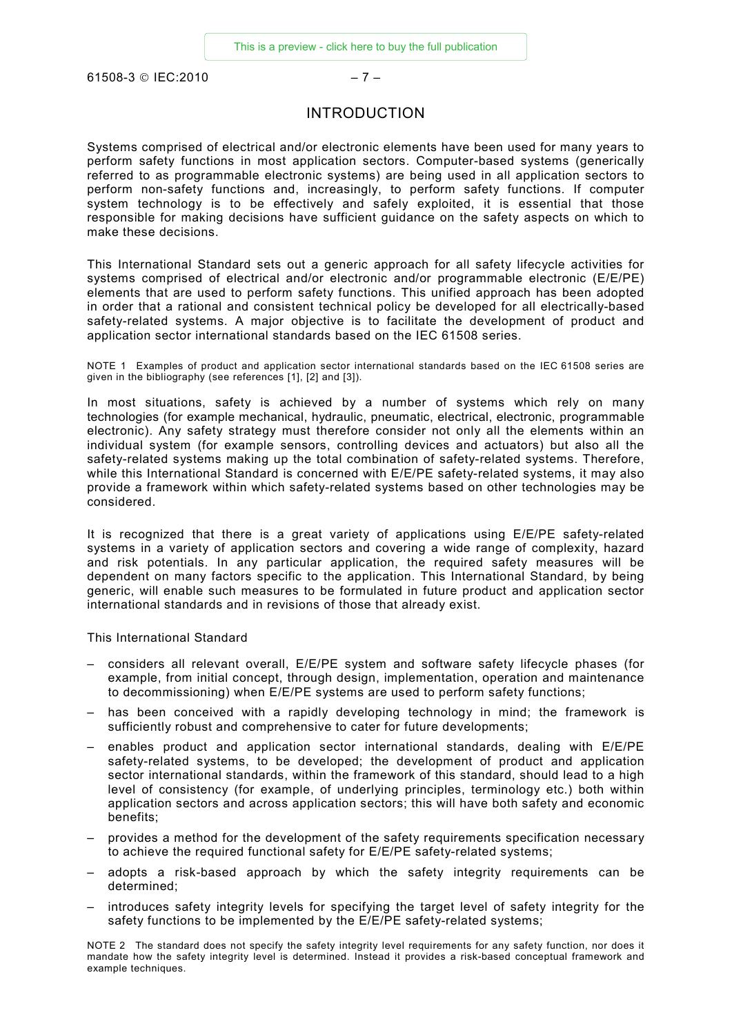# INTRODUCTION

Systems comprised of electrical and/or electronic elements have been used for many years to perform safety functions in most application sectors. Computer-based systems (generically referred to as programmable electronic systems) are being used in all application sectors to perform non-safety functions and, increasingly, to perform safety functions. If computer system technology is to be effectively and safely exploited, it is essential that those responsible for making decisions have sufficient guidance on the safety aspects on which to make these decisions.

This International Standard sets out a generic approach for all safety lifecycle activities for systems comprised of electrical and/or electronic and/or programmable electronic (E/E/PE) elements that are used to perform safety functions. This unified approach has been adopted in order that a rational and consistent technical policy be developed for all electrically-based safety-related systems. A major objective is to facilitate the development of product and application sector international standards based on the IEC 61508 series.

NOTE 1 Examples of product and application sector international standards based on the IEC 61508 series are given in the bibliography (see references [1], [2] and [3]).

In most situations, safety is achieved by a number of systems which rely on many technologies (for example mechanical, hydraulic, pneumatic, electrical, electronic, programmable electronic). Any safety strategy must therefore consider not only all the elements within an individual system (for example sensors, controlling devices and actuators) but also all the safety-related systems making up the total combination of safety-related systems. Therefore, while this International Standard is concerned with E/E/PE safety-related systems, it may also provide a framework within which safety-related systems based on other technologies may be considered.

It is recognized that there is a great variety of applications using E/E/PE safety-related systems in a variety of application sectors and covering a wide range of complexity, hazard and risk potentials. In any particular application, the required safety measures will be dependent on many factors specific to the application. This International Standard, by being generic, will enable such measures to be formulated in future product and application sector international standards and in revisions of those that already exist.

This International Standard

- considers all relevant overall, E/E/PE system and software safety lifecycle phases (for example, from initial concept, through design, implementation, operation and maintenance to decommissioning) when E/E/PE systems are used to perform safety functions;
- has been conceived with a rapidly developing technology in mind; the framework is sufficiently robust and comprehensive to cater for future developments;
- enables product and application sector international standards, dealing with E/E/PE safety-related systems, to be developed; the development of product and application sector international standards, within the framework of this standard, should lead to a high level of consistency (for example, of underlying principles, terminology etc.) both within application sectors and across application sectors; this will have both safety and economic benefits;
- provides a method for the development of the safety requirements specification necessary to achieve the required functional safety for E/E/PE safety-related systems;
- adopts a risk-based approach by which the safety integrity requirements can be determined;
- introduces safety integrity levels for specifying the target level of safety integrity for the safety functions to be implemented by the E/E/PE safety-related systems;

NOTE 2 The standard does not specify the safety integrity level requirements for any safety function, nor does it mandate how the safety integrity level is determined. Instead it provides a risk-based conceptual framework and example techniques.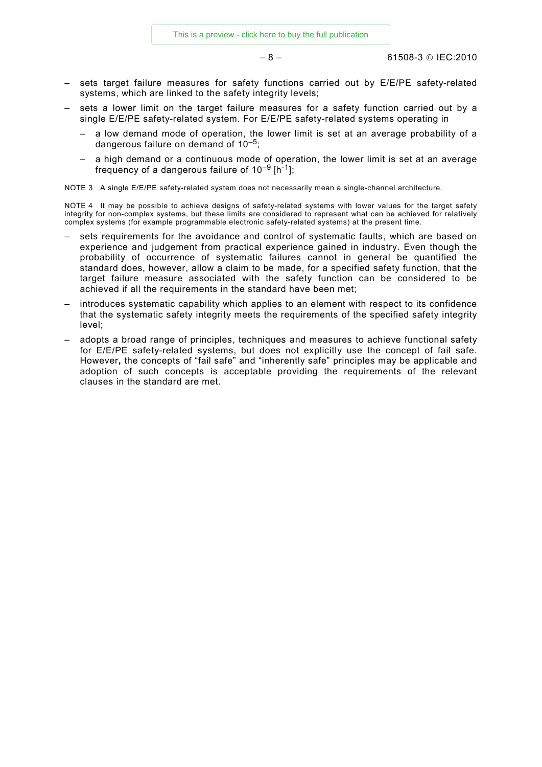- sets target failure measures for safety functions carried out by E/E/PE safety-related systems, which are linked to the safety integrity levels;
- sets a lower limit on the target failure measures for a safety function carried out by a single E/E/PE safety-related system. For E/E/PE safety-related systems operating in
  - a low demand mode of operation, the lower limit is set at an average probability of a dangerous failure on demand of $10^{-5}$;
  - a high demand or a continuous mode of operation, the lower limit is set at an average frequency of a dangerous failure of $10^{-9}$ [$h^{-1}$];

NOTE 3 A single E/E/PE safety-related system does not necessarily mean a single-channel architecture.

NOTE 4 It may be possible to achieve designs of safety-related systems with lower values for the target safety integrity for non-complex systems, but these limits are considered to represent what can be achieved for relatively complex systems (for example programmable electronic safety-related systems) at the present time.

- sets requirements for the avoidance and control of systematic faults, which are based on experience and judgement from practical experience gained in industry. Even though the probability of occurrence of systematic failures cannot in general be quantified the standard does, however, allow a claim to be made, for a specified safety function, that the target failure measure associated with the safety function can be considered to be achieved if all the requirements in the standard have been met;
- introduces systematic capability which applies to an element with respect to its confidence that the systematic safety integrity meets the requirements of the specified safety integrity level;
- adopts a broad range of principles, techniques and measures to achieve functional safety for E/E/PE safety-related systems, but does not explicitly use the concept of fail safe. However, the concepts of "fail safe" and "inherently safe" principles may be applicable and adoption of such concepts is acceptable providing the requirements of the relevant clauses in the standard are met.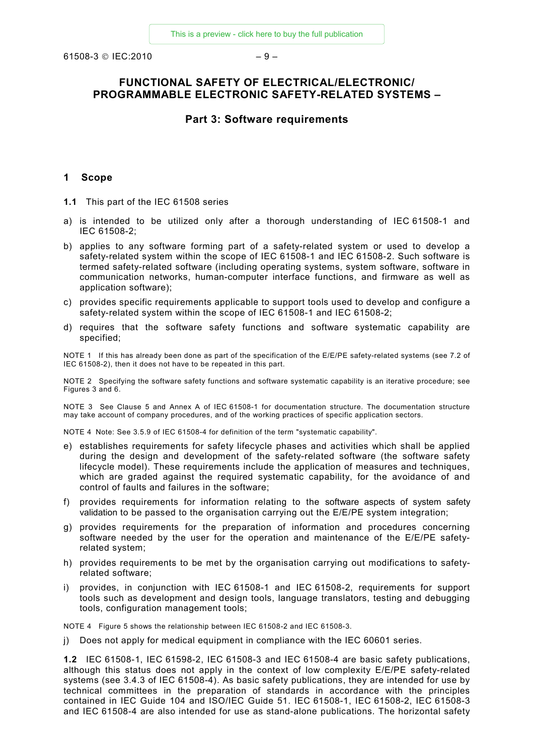# FUNCTIONAL SAFETY OF ELECTRICAL/ELECTRONIC/ PROGRAMMABLE ELECTRONIC SAFETY-RELATED SYSTEMS –

## Part 3: Software requirements

## 1 Scope

**1.1** This part of the IEC 61508 series

a) is intended to be utilized only after a thorough understanding of IEC 61508-1 and IEC 61508-2;

b) applies to any software forming part of a safety-related system or used to develop a safety-related system within the scope of IEC 61508-1 and IEC 61508-2. Such software is termed safety-related software (including operating systems, system software, software in communication networks, human-computer interface functions, and firmware as well as application software);

c) provides specific requirements applicable to support tools used to develop and configure a safety-related system within the scope of IEC 61508-1 and IEC 61508-2;

d) requires that the software safety functions and software systematic capability are specified;

NOTE 1 If this has already been done as part of the specification of the E/E/PE safety-related systems (see 7.2 of IEC 61508-2), then it does not have to be repeated in this part.

NOTE 2 Specifying the software safety functions and software systematic capability is an iterative procedure; see Figures 3 and 6.

NOTE 3 See Clause 5 and Annex A of IEC 61508-1 for documentation structure. The documentation structure may take account of company procedures, and of the working practices of specific application sectors.

NOTE 4 Note: See 3.5.9 of IEC 61508-4 for definition of the term "systematic capability".

e) establishes requirements for safety lifecycle phases and activities which shall be applied during the design and development of the safety-related software (the software safety lifecycle model). These requirements include the application of measures and techniques, which are graded against the required systematic capability, for the avoidance of and control of faults and failures in the software;

f) provides requirements for information relating to the software aspects of system safety validation to be passed to the organisation carrying out the E/E/PE system integration;

g) provides requirements for the preparation of information and procedures concerning software needed by the user for the operation and maintenance of the E/E/PE safety-related system;

h) provides requirements to be met by the organisation carrying out modifications to safety-related software;

i) provides, in conjunction with IEC 61508-1 and IEC 61508-2, requirements for support tools such as development and design tools, language translators, testing and debugging tools, configuration management tools;

NOTE 4 Figure 5 shows the relationship between IEC 61508-2 and IEC 61508-3.

j) Does not apply for medical equipment in compliance with the IEC 60601 series.

**1.2** IEC 61508-1, IEC 61598-2, IEC 61508-3 and IEC 61508-4 are basic safety publications, although this status does not apply in the context of low complexity E/E/PE safety-related systems (see 3.4.3 of IEC 61508-4). As basic safety publications, they are intended for use by technical committees in the preparation of standards in accordance with the principles contained in IEC Guide 104 and ISO/IEC Guide 51. IEC 61508-1, IEC 61508-2, IEC 61508-3 and IEC 61508-4 are also intended for use as stand-alone publications. The horizontal safety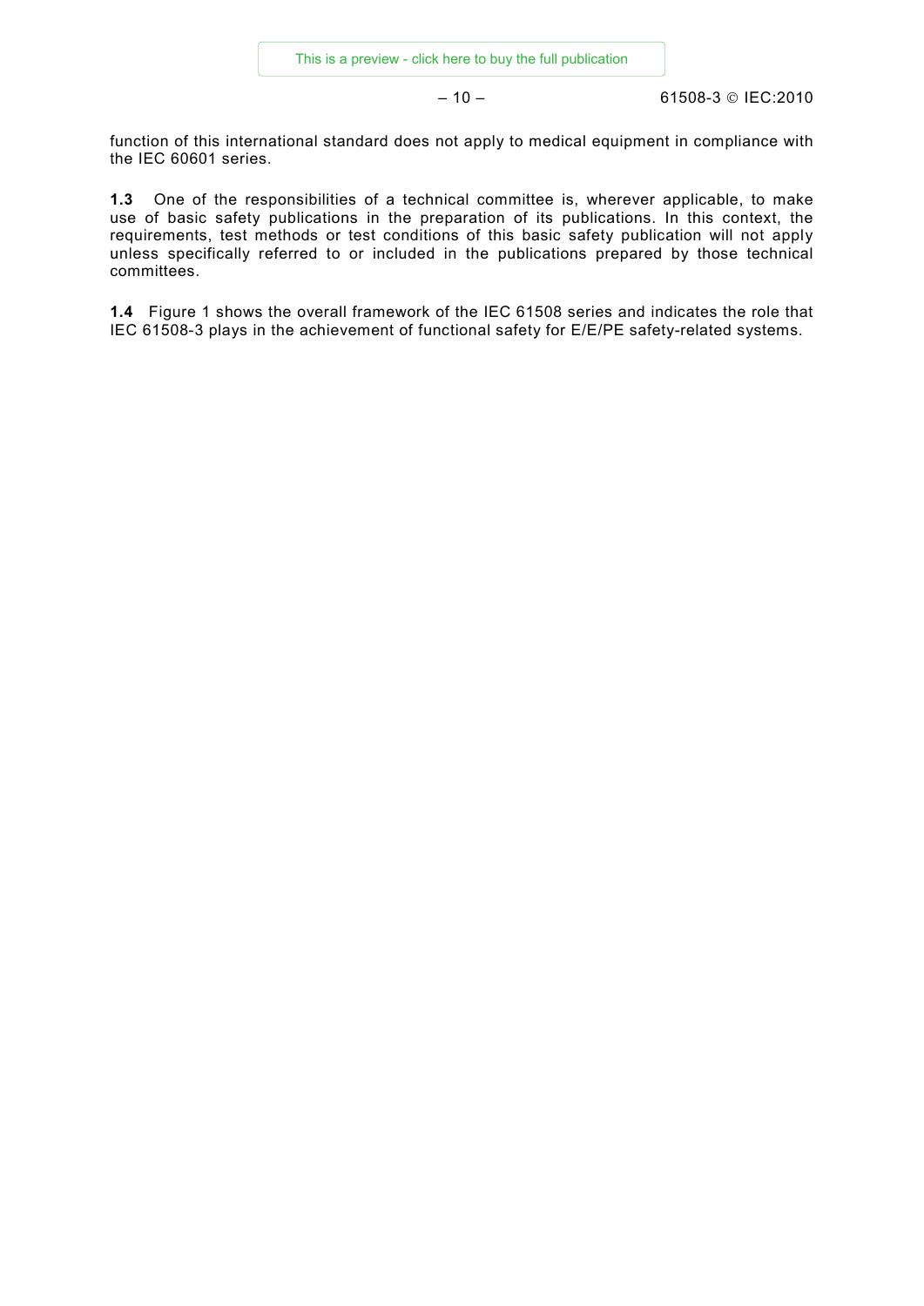function of this international standard does not apply to medical equipment in compliance with the IEC 60601 series.

**1.3** One of the responsibilities of a technical committee is, wherever applicable, to make use of basic safety publications in the preparation of its publications. In this context, the requirements, test methods or test conditions of this basic safety publication will not apply unless specifically referred to or included in the publications prepared by those technical committees.

**1.4** Figure 1 shows the overall framework of the IEC 61508 series and indicates the role that IEC 61508-3 plays in the achievement of functional safety for E/E/PE safety-related systems.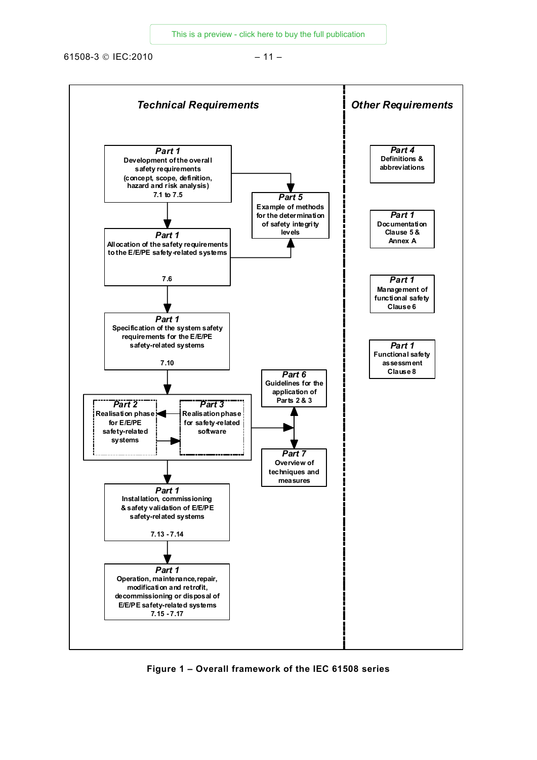**Technical Requirements**

**Part 1**
Development of the overall safety requirements (concept, scope, definition, hazard and risk analysis)
7.1 to 7.5

**Part 5**
Example of methods for the determination of safety integrity levels

**Part 1**
Allocation of the safety requirements to the E/E/PE safety-related systems
7.6

**Part 1**
Specification of the system safety requirements for the E/E/PE safety-related systems
7.10

**Part 6**
Guidelines for the application of Parts 2 & 3

**Part 2**
Realisation phase for E/E/PE safety-related systems

**Part 3**
Realisation phase for safety-related software

**Part 7**
Overview of techniques and measures

**Part 1**
Installation, commissioning & safety validation of E/E/PE safety-related systems
7.13 - 7.14

**Part 1**
Operation, maintenance, repair, modification and retrofit, decommissioning or disposal of E/E/PE safety-related systems
7.15 - 7.17

**Other Requirements**

**Part 4**
Definitions & abbreviations

**Part 1**
Documentation
Clause 5 & Annex A

**Part 1**
Management of functional safety
Clause 6

**Part 1**
Functional safety assessment
Clause 8

**Figure 1 – Overall framework of the IEC 61508 series**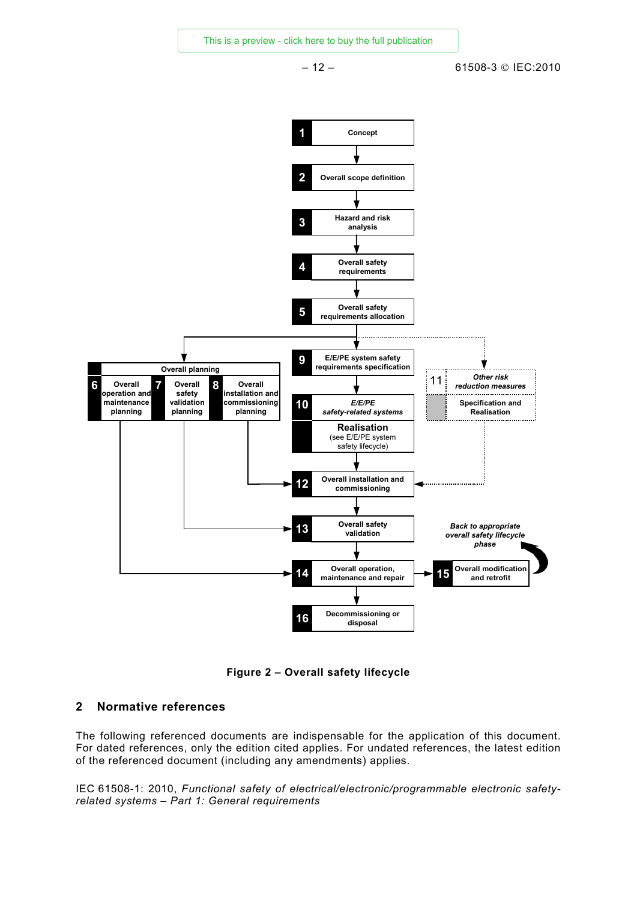1 Concept

2 Overall scope definition

3 Hazard and risk analysis

4 Overall safety requirements

5 Overall safety requirements allocation

Overall planning

6 Overall operation and maintenance planning

7 Overall safety validation planning

8 Overall installation and commissioning planning

9 E/E/PE system safety requirements specification

10 *E/E/PE safety-related systems*

Realisation (see E/E/PE system safety lifecycle)

11 *Other risk reduction measures*

Specification and Realisation

12 Overall installation and commissioning

13 Overall safety validation

14 Overall operation, maintenance and repair

15 Overall modification and retrofit

*Back to appropriate overall safety lifecycle phase*

16 Decommissioning or disposal

**Figure 2 – Overall safety lifecycle**

## 2 Normative references

The following referenced documents are indispensable for the application of this document. For dated references, only the edition cited applies. For undated references, the latest edition of the referenced document (including any amendments) applies.

IEC 61508-1: 2010, *Functional safety of electrical/electronic/programmable electronic safety-related systems – Part 1: General requirements*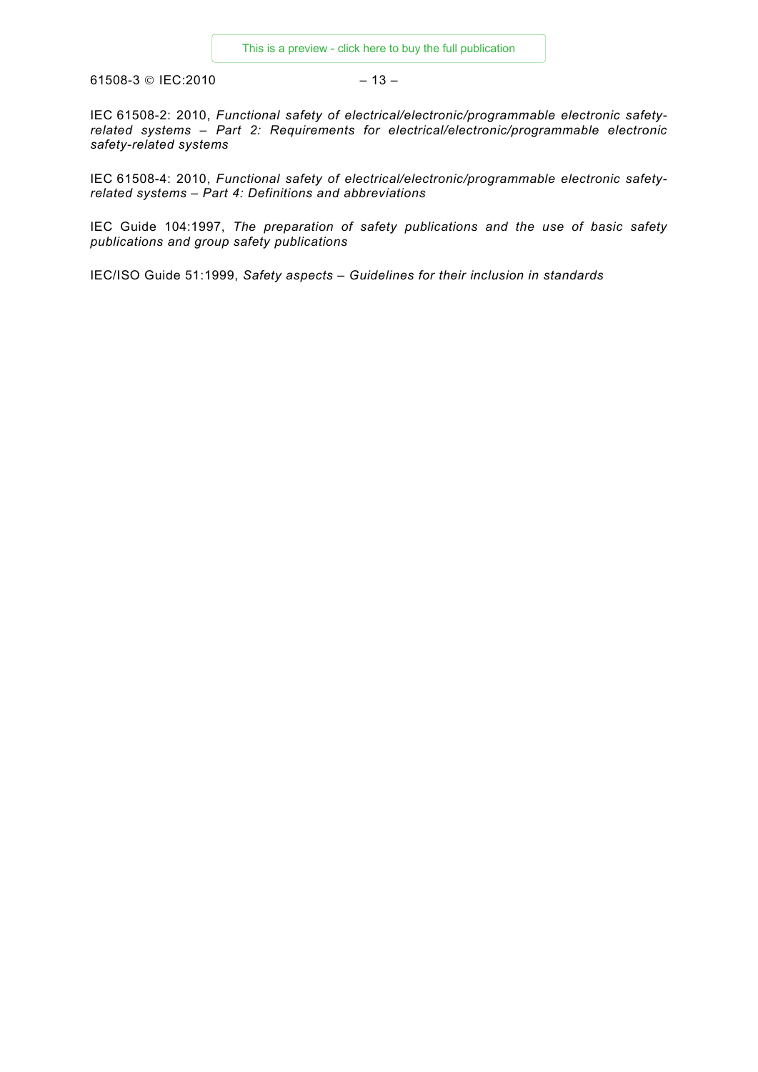IEC 61508-2: 2010, *Functional safety of electrical/electronic/programmable electronic safety-related systems – Part 2: Requirements for electrical/electronic/programmable electronic safety-related systems*

IEC 61508-4: 2010, *Functional safety of electrical/electronic/programmable electronic safety-related systems – Part 4: Definitions and abbreviations*

IEC Guide 104:1997, *The preparation of safety publications and the use of basic safety publications and group safety publications*

IEC/ISO Guide 51:1999, *Safety aspects – Guidelines for their inclusion in standards*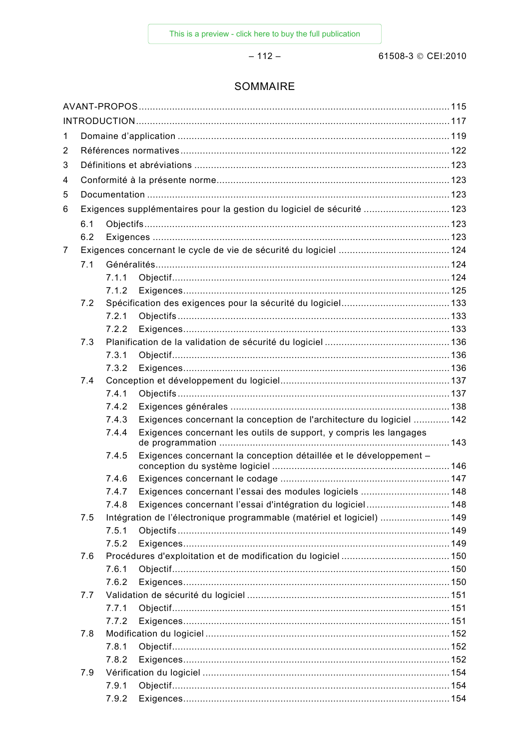# SOMMAIRE

AVANT-PROPOS ............................................................................................................. 115
INTRODUCTION ............................................................................................................. 117
1 Domaine d'application ................................................................................................. 119
2 Références normatives ................................................................................................ 122
3 Définitions et abréviations ........................................................................................... 123
4 Conformité à la présente norme ................................................................................... 123
5 Documentation ............................................................................................................ 123
6 Exigences supplémentaires pour la gestion du logiciel de sécurité ............................... 123
  6.1 Objectifs ............................................................................................................... 123
  6.2 Exigences ............................................................................................................. 123
7 Exigences concernant le cycle de vie de sécurité du logiciel ........................................ 124
  7.1 Généralités ........................................................................................................... 124
    7.1.1 Objectif .......................................................................................................... 124
    7.1.2 Exigences ....................................................................................................... 125
  7.2 Spécification des exigences pour la sécurité du logiciel ........................................ 133
    7.2.1 Objectifs ......................................................................................................... 133
    7.2.2 Exigences ....................................................................................................... 133
  7.3 Planification de la validation de sécurité du logiciel .............................................. 136
    7.3.1 Objectif .......................................................................................................... 136
    7.3.2 Exigences ....................................................................................................... 136
  7.4 Conception et développement du logiciel ............................................................... 137
    7.4.1 Objectifs ......................................................................................................... 137
    7.4.2 Exigences générales ....................................................................................... 138
    7.4.3 Exigences concernant la conception de l'architecture du logiciel ...................... 142
    7.4.4 Exigences concernant les outils de support, y compris les langages de programmation ............................................................................................. 143
    7.4.5 Exigences concernant la conception détaillée et le développement – conception du système logiciel ......................................................................... 146
    7.4.6 Exigences concernant le codage ..................................................................... 147
    7.4.7 Exigences concernant l'essai des modules logiciels ......................................... 148
    7.4.8 Exigences concernant l'essai d'intégration du logiciel ....................................... 148
  7.5 Intégration de l'électronique programmable (matériel et logiciel) ........................... 149
    7.5.1 Objectifs ......................................................................................................... 149
    7.5.2 Exigences ....................................................................................................... 149
  7.6 Procédures d'exploitation et de modification du logiciel ......................................... 150
    7.6.1 Objectif .......................................................................................................... 150
    7.6.2 Exigences ....................................................................................................... 150
  7.7 Validation de sécurité du logiciel ........................................................................... 151
    7.7.1 Objectif .......................................................................................................... 151
    7.7.2 Exigences ....................................................................................................... 151
  7.8 Modification du logiciel ......................................................................................... 152
    7.8.1 Objectif .......................................................................................................... 152
    7.8.2 Exigences ....................................................................................................... 152
  7.9 Vérification du logiciel .......................................................................................... 154
    7.9.1 Objectif .......................................................................................................... 154
    7.9.2 Exigences ....................................................................................................... 154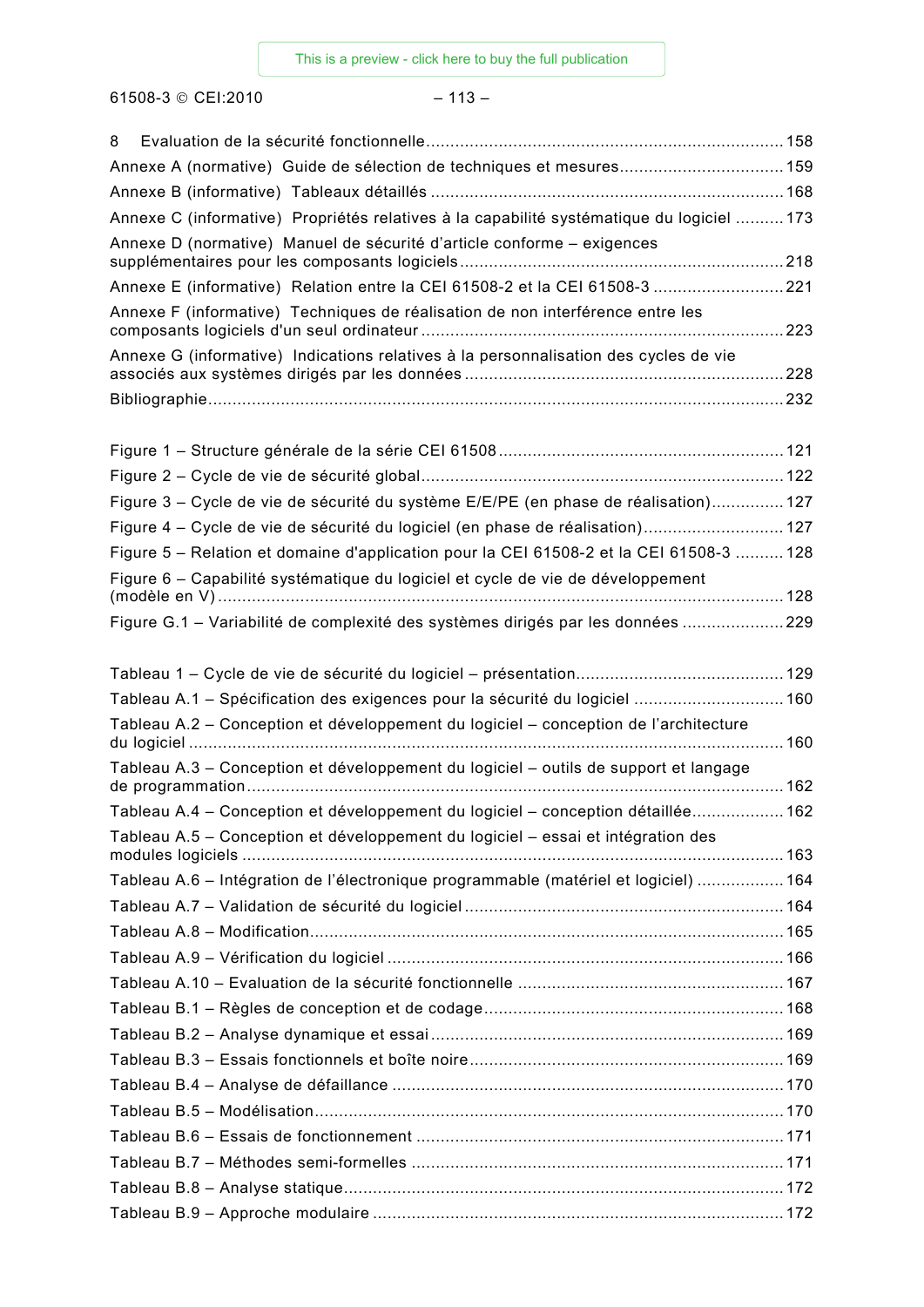8 Evaluation de la sécurité fonctionnelle ........................................................................ 158
Annexe A (normative) Guide de sélection de techniques et mesures ................................. 159
Annexe B (informative) Tableaux détaillés ........................................................................ 168
Annexe C (informative) Propriétés relatives à la capabilité systématique du logiciel .......... 173
Annexe D (normative) Manuel de sécurité d'article conforme – exigences supplémentaires pour les composants logiciels .................................................................. 218
Annexe E (informative) Relation entre la CEI 61508-2 et la CEI 61508-3 ........................... 221
Annexe F (informative) Techniques de réalisation de non interférence entre les composants logiciels d'un seul ordinateur ......................................................................... 223
Annexe G (informative) Indications relatives à la personnalisation des cycles de vie associés aux systèmes dirigés par les données ................................................................. 228
Bibliographie ..................................................................................................................... 232

Figure 1 – Structure générale de la série CEI 61508 .......................................................... 121
Figure 2 – Cycle de vie de sécurité global .......................................................................... 122
Figure 3 – Cycle de vie de sécurité du système E/E/PE (en phase de réalisation) ............... 127
Figure 4 – Cycle de vie de sécurité du logiciel (en phase de réalisation) ............................ 127
Figure 5 – Relation et domaine d'application pour la CEI 61508-2 et la CEI 61508-3 .......... 128
Figure 6 – Capabilité systématique du logiciel et cycle de vie de développement (modèle en V) ................................................................................................................... 128
Figure G.1 – Variabilité de complexité des systèmes dirigés par les données ..................... 229

Tableau 1 – Cycle de vie de sécurité du logiciel – présentation .......................................... 129
Tableau A.1 – Spécification des exigences pour la sécurité du logiciel ............................... 160
Tableau A.2 – Conception et développement du logiciel – conception de l'architecture du logiciel ......................................................................................................................... 160
Tableau A.3 – Conception et développement du logiciel – outils de support et langage de programmation ............................................................................................................. 162
Tableau A.4 – Conception et développement du logiciel – conception détaillée .................. 162
Tableau A.5 – Conception et développement du logiciel – essai et intégration des modules logiciels .............................................................................................................. 163
Tableau A.6 – Intégration de l'électronique programmable (matériel et logiciel) ................. 164
Tableau A.7 – Validation de sécurité du logiciel ................................................................. 164
Tableau A.8 – Modification ................................................................................................ 165
Tableau A.9 – Vérification du logiciel ................................................................................. 166
Tableau A.10 – Evaluation de la sécurité fonctionnelle ...................................................... 167
Tableau B.1 – Règles de conception et de codage ............................................................. 168
Tableau B.2 – Analyse dynamique et essai ........................................................................ 169
Tableau B.3 – Essais fonctionnels et boîte noire ................................................................ 169
Tableau B.4 – Analyse de défaillance ................................................................................ 170
Tableau B.5 – Modélisation ................................................................................................ 170
Tableau B.6 – Essais de fonctionnement ........................................................................... 171
Tableau B.7 – Méthodes semi-formelles ............................................................................ 171
Tableau B.8 – Analyse statique .......................................................................................... 172
Tableau B.9 – Approche modulaire .................................................................................... 172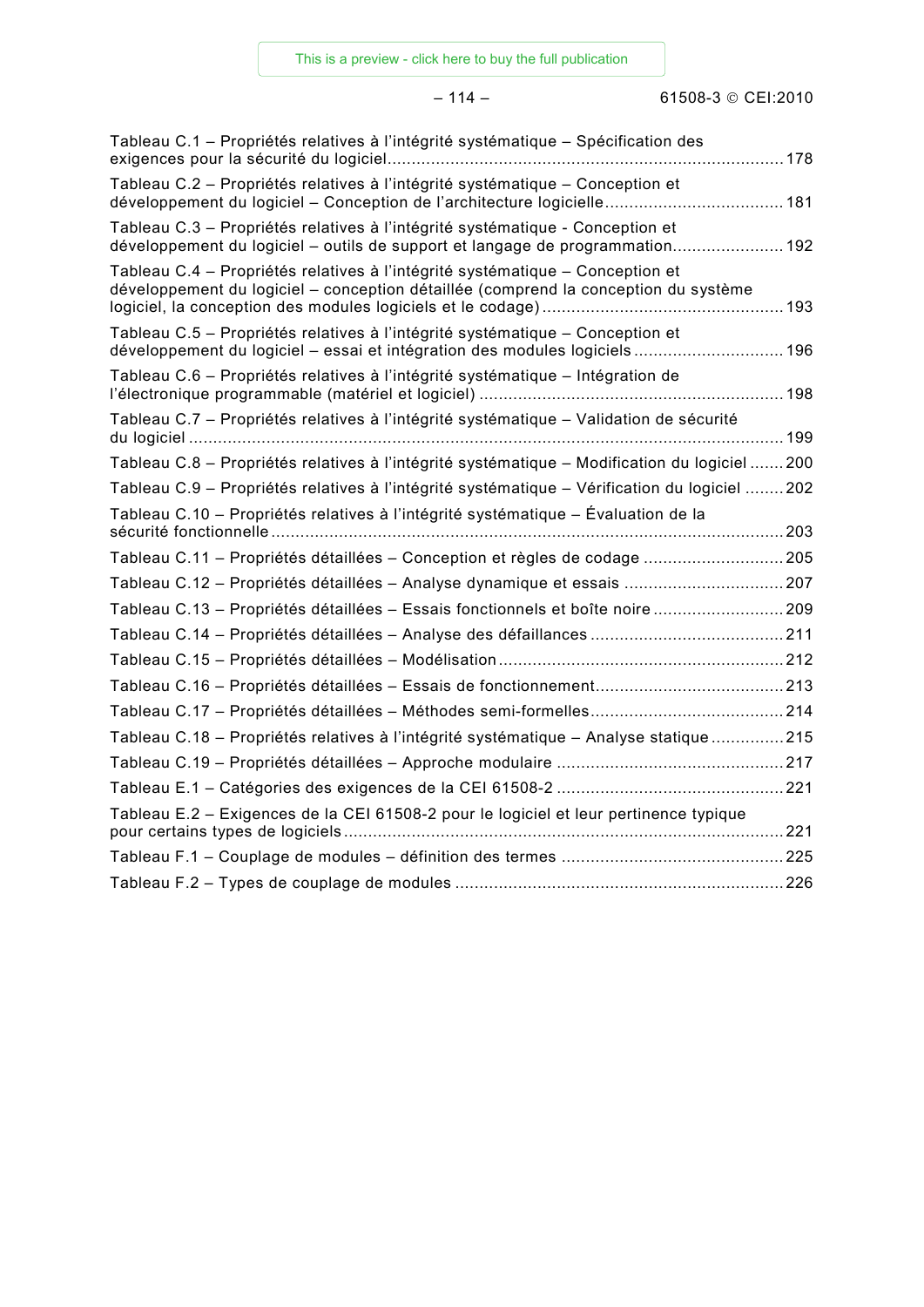Tableau C.1 – Propriétés relatives à l'intégrité systématique – Spécification des exigences pour la sécurité du logiciel ........ 178

Tableau C.2 – Propriétés relatives à l'intégrité systématique – Conception et développement du logiciel – Conception de l'architecture logicielle ........ 181

Tableau C.3 – Propriétés relatives à l'intégrité systématique - Conception et développement du logiciel – outils de support et langage de programmation ........ 192

Tableau C.4 – Propriétés relatives à l'intégrité systématique – Conception et développement du logiciel – conception détaillée (comprend la conception du système logiciel, la conception des modules logiciels et le codage) ........ 193

Tableau C.5 – Propriétés relatives à l'intégrité systématique – Conception et développement du logiciel – essai et intégration des modules logiciels ........ 196

Tableau C.6 – Propriétés relatives à l'intégrité systématique – Intégration de l'électronique programmable (matériel et logiciel) ........ 198

Tableau C.7 – Propriétés relatives à l'intégrité systématique – Validation de sécurité du logiciel ........ 199

Tableau C.8 – Propriétés relatives à l'intégrité systématique – Modification du logiciel ........ 200

Tableau C.9 – Propriétés relatives à l'intégrité systématique – Vérification du logiciel ........ 202

Tableau C.10 – Propriétés relatives à l'intégrité systématique – Évaluation de la sécurité fonctionnelle ........ 203

Tableau C.11 – Propriétés détaillées – Conception et règles de codage ........ 205

Tableau C.12 – Propriétés détaillées – Analyse dynamique et essais ........ 207

Tableau C.13 – Propriétés détaillées – Essais fonctionnels et boîte noire ........ 209

Tableau C.14 – Propriétés détaillées – Analyse des défaillances ........ 211

Tableau C.15 – Propriétés détaillées – Modélisation ........ 212

Tableau C.16 – Propriétés détaillées – Essais de fonctionnement ........ 213

Tableau C.17 – Propriétés détaillées – Méthodes semi-formelles ........ 214

Tableau C.18 – Propriétés relatives à l'intégrité systématique – Analyse statique ........ 215

Tableau C.19 – Propriétés détaillées – Approche modulaire ........ 217

Tableau E.1 – Catégories des exigences de la CEI 61508-2 ........ 221

Tableau E.2 – Exigences de la CEI 61508-2 pour le logiciel et leur pertinence typique pour certains types de logiciels ........ 221

Tableau F.1 – Couplage de modules – définition des termes ........ 225

Tableau F.2 – Types de couplage de modules ........ 226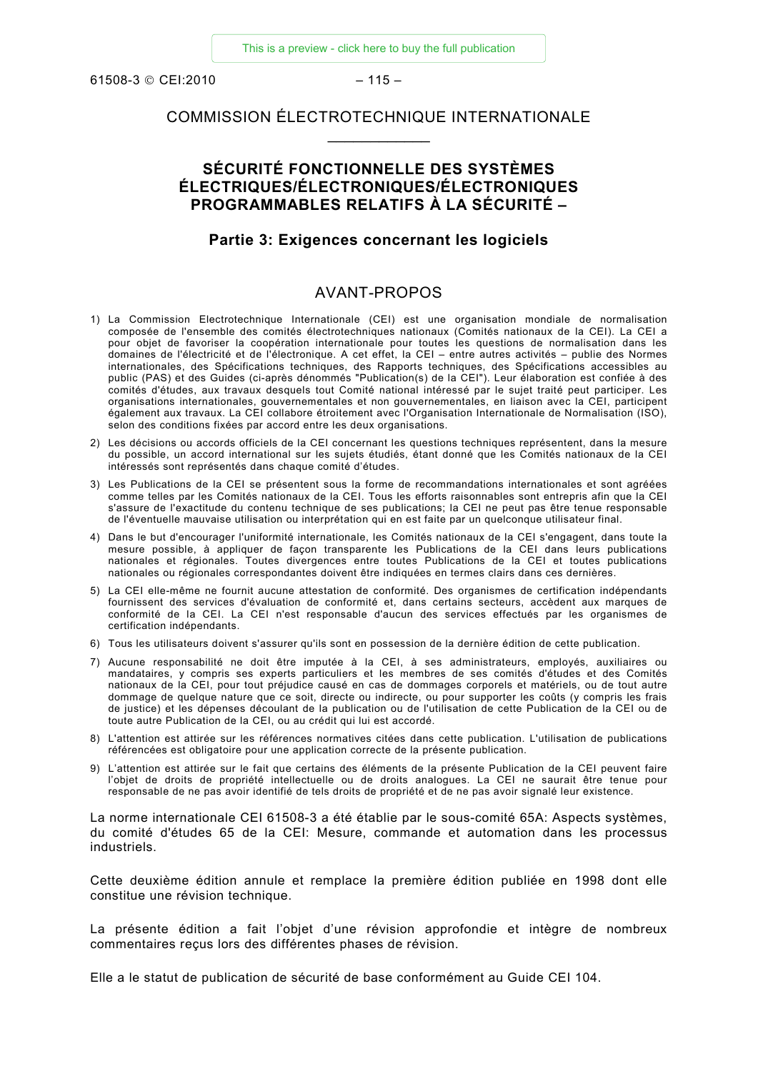# COMMISSION ÉLECTROTECHNIQUE INTERNATIONALE

____________

## SÉCURITÉ FONCTIONNELLE DES SYSTÈMES ÉLECTRIQUES/ÉLECTRONIQUES/ÉLECTRONIQUES PROGRAMMABLES RELATIFS À LA SÉCURITÉ –

### Partie 3: Exigences concernant les logiciels

## AVANT-PROPOS

1) La Commission Electrotechnique Internationale (CEI) est une organisation mondiale de normalisation composée de l'ensemble des comités électrotechniques nationaux (Comités nationaux de la CEI). La CEI a pour objet de favoriser la coopération internationale pour toutes les questions de normalisation dans les domaines de l'électricité et de l'électronique. A cet effet, la CEI – entre autres activités – publie des Normes internationales, des Spécifications techniques, des Rapports techniques, des Spécifications accessibles au public (PAS) et des Guides (ci-après dénommés "Publication(s) de la CEI"). Leur élaboration est confiée à des comités d'études, aux travaux desquels tout Comité national intéressé par le sujet traité peut participer. Les organisations internationales, gouvernementales et non gouvernementales, en liaison avec la CEI, participent également aux travaux. La CEI collabore étroitement avec l'Organisation Internationale de Normalisation (ISO), selon des conditions fixées par accord entre les deux organisations.
2) Les décisions ou accords officiels de la CEI concernant les questions techniques représentent, dans la mesure du possible, un accord international sur les sujets étudiés, étant donné que les Comités nationaux de la CEI intéressés sont représentés dans chaque comité d'études.
3) Les Publications de la CEI se présentent sous la forme de recommandations internationales et sont agréées comme telles par les Comités nationaux de la CEI. Tous les efforts raisonnables sont entrepris afin que la CEI s'assure de l'exactitude du contenu technique de ses publications; la CEI ne peut pas être tenue responsable de l'éventuelle mauvaise utilisation ou interprétation qui en est faite par un quelconque utilisateur final.
4) Dans le but d'encourager l'uniformité internationale, les Comités nationaux de la CEI s'engagent, dans toute la mesure possible, à appliquer de façon transparente les Publications de la CEI dans leurs publications nationales et régionales. Toutes divergences entre toutes Publications de la CEI et toutes publications nationales ou régionales correspondantes doivent être indiquées en termes clairs dans ces dernières.
5) La CEI elle-même ne fournit aucune attestation de conformité. Des organismes de certification indépendants fournissent des services d'évaluation de conformité et, dans certains secteurs, accèdent aux marques de conformité de la CEI. La CEI n'est responsable d'aucun des services effectués par les organismes de certification indépendants.
6) Tous les utilisateurs doivent s'assurer qu'ils sont en possession de la dernière édition de cette publication.
7) Aucune responsabilité ne doit être imputée à la CEI, à ses administrateurs, employés, auxiliaires ou mandataires, y compris ses experts particuliers et les membres de ses comités d'études et des Comités nationaux de la CEI, pour tout préjudice causé en cas de dommages corporels et matériels, ou de tout autre dommage de quelque nature que ce soit, directe ou indirecte, ou pour supporter les coûts (y compris les frais de justice) et les dépenses découlant de la publication ou de l'utilisation de cette Publication de la CEI ou de toute autre Publication de la CEI, ou au crédit qui lui est accordé.
8) L'attention est attirée sur les références normatives citées dans cette publication. L'utilisation de publications référencées est obligatoire pour une application correcte de la présente publication.
9) L'attention est attirée sur le fait que certains des éléments de la présente Publication de la CEI peuvent faire l'objet de droits de propriété intellectuelle ou de droits analogues. La CEI ne saurait être tenue pour responsable de ne pas avoir identifié de tels droits de propriété et de ne pas avoir signalé leur existence.

La norme internationale CEI 61508-3 a été établie par le sous-comité 65A: Aspects systèmes, du comité d'études 65 de la CEI: Mesure, commande et automation dans les processus industriels.

Cette deuxième édition annule et remplace la première édition publiée en 1998 dont elle constitue une révision technique.

La présente édition a fait l'objet d'une révision approfondie et intègre de nombreux commentaires reçus lors des différentes phases de révision.

Elle a le statut de publication de sécurité de base conformément au Guide CEI 104.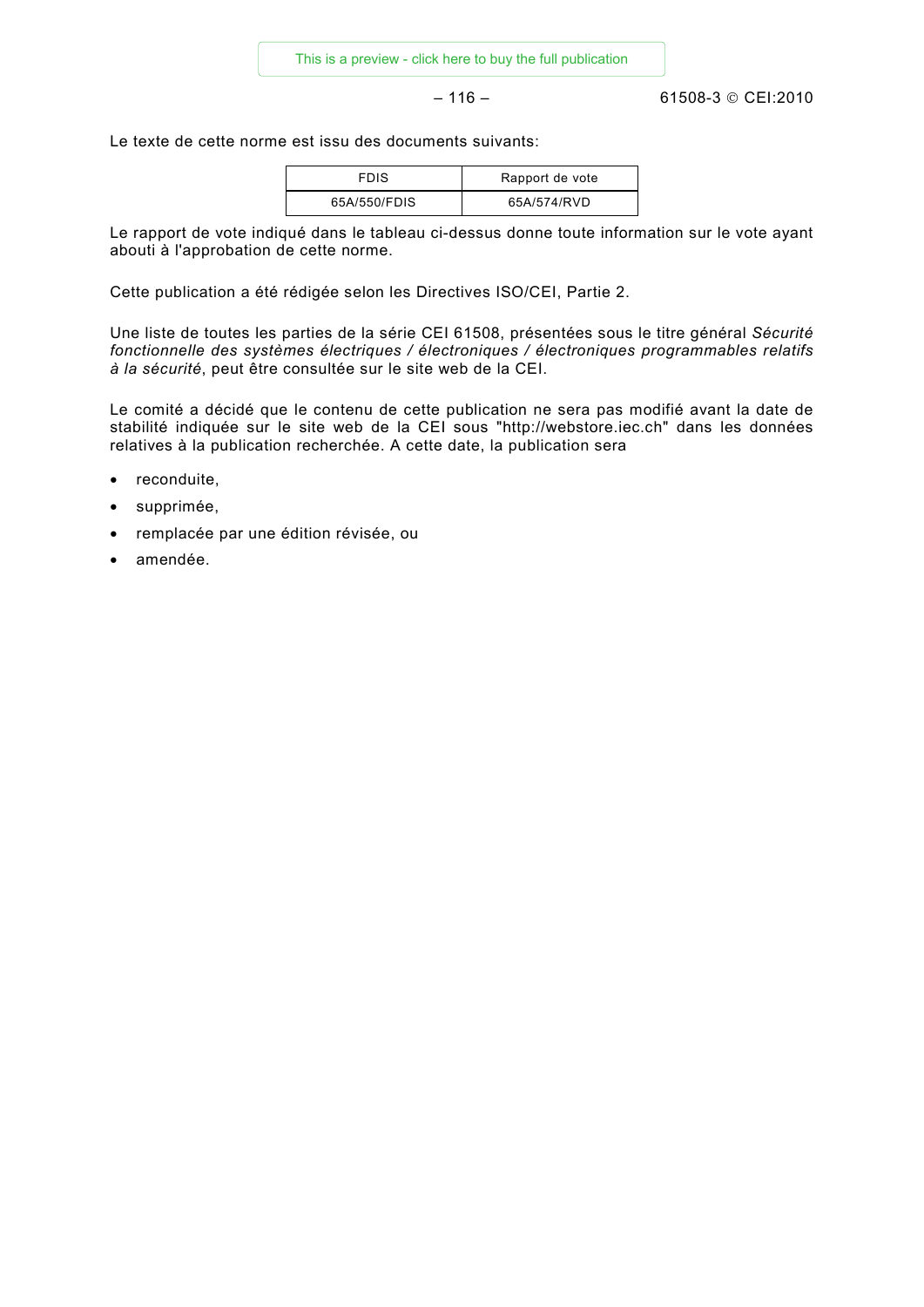Le texte de cette norme est issu des documents suivants:

| FDIS | Rapport de vote |
|---|---|
| 65A/550/FDIS | 65A/574/RVD |

Le rapport de vote indiqué dans le tableau ci-dessus donne toute information sur le vote ayant abouti à l'approbation de cette norme.

Cette publication a été rédigée selon les Directives ISO/CEI, Partie 2.

Une liste de toutes les parties de la série CEI 61508, présentées sous le titre général *Sécurité fonctionnelle des systèmes électriques / électroniques / électroniques programmables relatifs à la sécurité*, peut être consultée sur le site web de la CEI.

Le comité a décidé que le contenu de cette publication ne sera pas modifié avant la date de stabilité indiquée sur le site web de la CEI sous "http://webstore.iec.ch" dans les données relatives à la publication recherchée. A cette date, la publication sera

- reconduite,
- supprimée,
- remplacée par une édition révisée, ou
- amendée.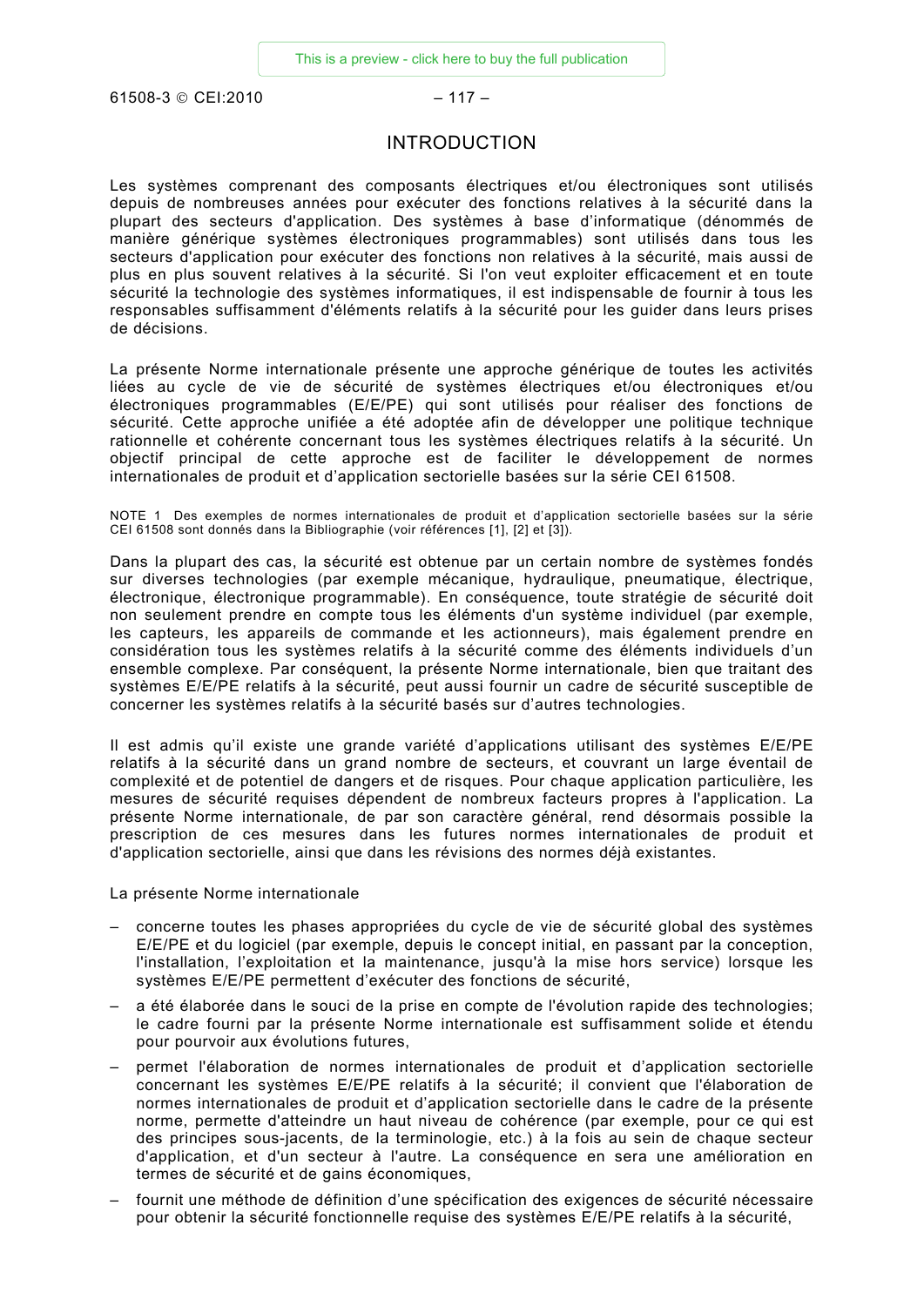# INTRODUCTION

Les systèmes comprenant des composants électriques et/ou électroniques sont utilisés depuis de nombreuses années pour exécuter des fonctions relatives à la sécurité dans la plupart des secteurs d'application. Des systèmes à base d'informatique (dénommés de manière générique systèmes électroniques programmables) sont utilisés dans tous les secteurs d'application pour exécuter des fonctions non relatives à la sécurité, mais aussi de plus en plus souvent relatives à la sécurité. Si l'on veut exploiter efficacement et en toute sécurité la technologie des systèmes informatiques, il est indispensable de fournir à tous les responsables suffisamment d'éléments relatifs à la sécurité pour les guider dans leurs prises de décisions.

La présente Norme internationale présente une approche générique de toutes les activités liées au cycle de vie de sécurité de systèmes électriques et/ou électroniques et/ou électroniques programmables (E/E/PE) qui sont utilisés pour réaliser des fonctions de sécurité. Cette approche unifiée a été adoptée afin de développer une politique technique rationnelle et cohérente concernant tous les systèmes électriques relatifs à la sécurité. Un objectif principal de cette approche est de faciliter le développement de normes internationales de produit et d'application sectorielle basées sur la série CEI 61508.

NOTE 1 Des exemples de normes internationales de produit et d'application sectorielle basées sur la série CEI 61508 sont donnés dans la Bibliographie (voir références [1], [2] et [3]).

Dans la plupart des cas, la sécurité est obtenue par un certain nombre de systèmes fondés sur diverses technologies (par exemple mécanique, hydraulique, pneumatique, électrique, électronique, électronique programmable). En conséquence, toute stratégie de sécurité doit non seulement prendre en compte tous les éléments d'un système individuel (par exemple, les capteurs, les appareils de commande et les actionneurs), mais également prendre en considération tous les systèmes relatifs à la sécurité comme des éléments individuels d'un ensemble complexe. Par conséquent, la présente Norme internationale, bien que traitant des systèmes E/E/PE relatifs à la sécurité, peut aussi fournir un cadre de sécurité susceptible de concerner les systèmes relatifs à la sécurité basés sur d'autres technologies.

Il est admis qu'il existe une grande variété d'applications utilisant des systèmes E/E/PE relatifs à la sécurité dans un grand nombre de secteurs, et couvrant un large éventail de complexité et de potentiel de dangers et de risques. Pour chaque application particulière, les mesures de sécurité requises dépendent de nombreux facteurs propres à l'application. La présente Norme internationale, de par son caractère général, rend désormais possible la prescription de ces mesures dans les futures normes internationales de produit et d'application sectorielle, ainsi que dans les révisions des normes déjà existantes.

La présente Norme internationale

- concerne toutes les phases appropriées du cycle de vie de sécurité global des systèmes E/E/PE et du logiciel (par exemple, depuis le concept initial, en passant par la conception, l'installation, l'exploitation et la maintenance, jusqu'à la mise hors service) lorsque les systèmes E/E/PE permettent d'exécuter des fonctions de sécurité,
- a été élaborée dans le souci de la prise en compte de l'évolution rapide des technologies; le cadre fourni par la présente Norme internationale est suffisamment solide et étendu pour pourvoir aux évolutions futures,
- permet l'élaboration de normes internationales de produit et d'application sectorielle concernant les systèmes E/E/PE relatifs à la sécurité; il convient que l'élaboration de normes internationales de produit et d'application sectorielle dans le cadre de la présente norme, permette d'atteindre un haut niveau de cohérence (par exemple, pour ce qui est des principes sous-jacents, de la terminologie, etc.) à la fois au sein de chaque secteur d'application, et d'un secteur à l'autre. La conséquence en sera une amélioration en termes de sécurité et de gains économiques,
- fournit une méthode de définition d'une spécification des exigences de sécurité nécessaire pour obtenir la sécurité fonctionnelle requise des systèmes E/E/PE relatifs à la sécurité,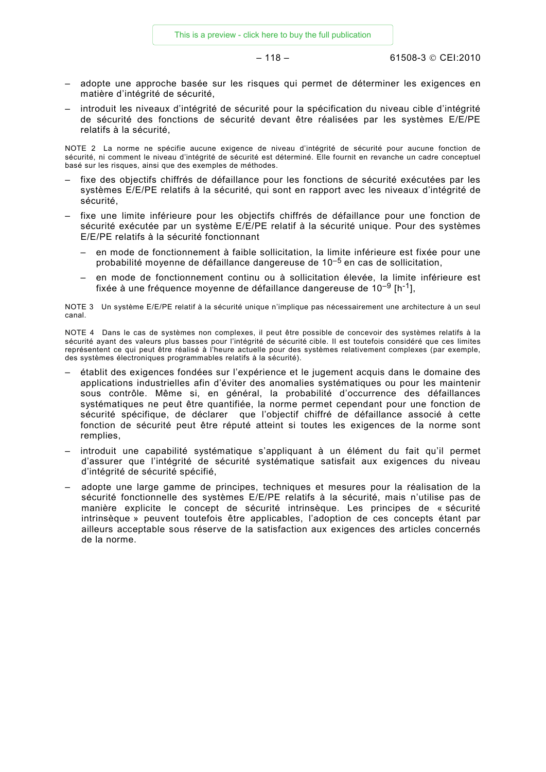– adopte une approche basée sur les risques qui permet de déterminer les exigences en matière d'intégrité de sécurité,

– introduit les niveaux d'intégrité de sécurité pour la spécification du niveau cible d'intégrité de sécurité des fonctions de sécurité devant être réalisées par les systèmes E/E/PE relatifs à la sécurité,

NOTE 2 La norme ne spécifie aucune exigence de niveau d'intégrité de sécurité pour aucune fonction de sécurité, ni comment le niveau d'intégrité de sécurité est déterminé. Elle fournit en revanche un cadre conceptuel basé sur les risques, ainsi que des exemples de méthodes.

– fixe des objectifs chiffrés de défaillance pour les fonctions de sécurité exécutées par les systèmes E/E/PE relatifs à la sécurité, qui sont en rapport avec les niveaux d'intégrité de sécurité,

– fixe une limite inférieure pour les objectifs chiffrés de défaillance pour une fonction de sécurité exécutée par un système E/E/PE relatif à la sécurité unique. Pour des systèmes E/E/PE relatifs à la sécurité fonctionnant

  – en mode de fonctionnement à faible sollicitation, la limite inférieure est fixée pour une probabilité moyenne de défaillance dangereuse de $10^{-5}$ en cas de sollicitation,

  – en mode de fonctionnement continu ou à sollicitation élevée, la limite inférieure est fixée à une fréquence moyenne de défaillance dangereuse de $10^{-9}$ [$h^{-1}$],

NOTE 3 Un système E/E/PE relatif à la sécurité unique n'implique pas nécessairement une architecture à un seul canal.

NOTE 4 Dans le cas de systèmes non complexes, il peut être possible de concevoir des systèmes relatifs à la sécurité ayant des valeurs plus basses pour l'intégrité de sécurité cible. Il est toutefois considéré que ces limites représentent ce qui peut être réalisé à l'heure actuelle pour des systèmes relativement complexes (par exemple, des systèmes électroniques programmables relatifs à la sécurité).

– établit des exigences fondées sur l'expérience et le jugement acquis dans le domaine des applications industrielles afin d'éviter des anomalies systématiques ou pour les maintenir sous contrôle. Même si, en général, la probabilité d'occurrence des défaillances systématiques ne peut être quantifiée, la norme permet cependant pour une fonction de sécurité spécifique, de déclarer que l'objectif chiffré de défaillance associé à cette fonction de sécurité peut être réputé atteint si toutes les exigences de la norme sont remplies,

– introduit une capabilité systématique s'appliquant à un élément du fait qu'il permet d'assurer que l'intégrité de sécurité systématique satisfait aux exigences du niveau d'intégrité de sécurité spécifié,

– adopte une large gamme de principes, techniques et mesures pour la réalisation de la sécurité fonctionnelle des systèmes E/E/PE relatifs à la sécurité, mais n'utilise pas de manière explicite le concept de sécurité intrinsèque. Les principes de « sécurité intrinsèque » peuvent toutefois être applicables, l'adoption de ces concepts étant par ailleurs acceptable sous réserve de la satisfaction aux exigences des articles concernés de la norme.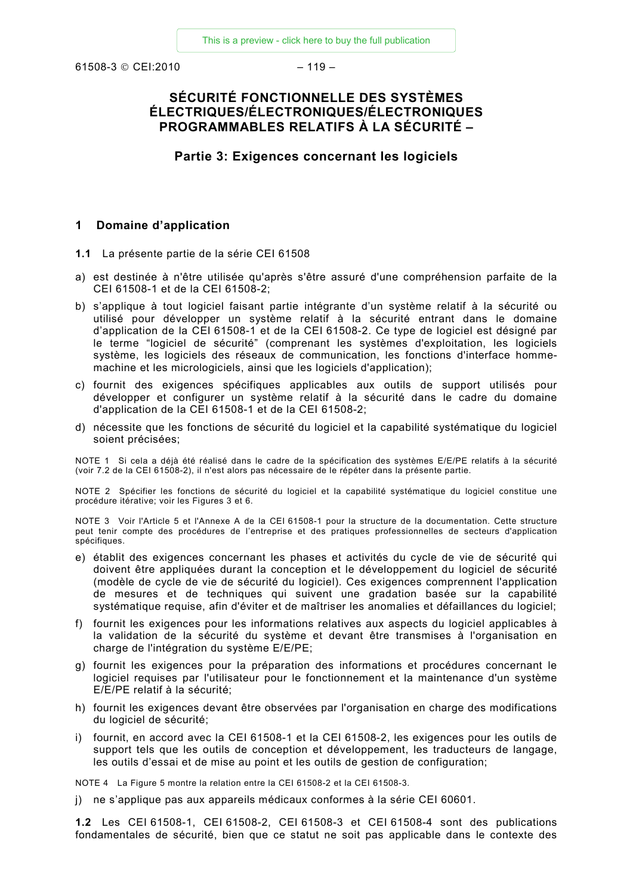# SÉCURITÉ FONCTIONNELLE DES SYSTÈMES ÉLECTRIQUES/ÉLECTRONIQUES/ÉLECTRONIQUES PROGRAMMABLES RELATIFS À LA SÉCURITÉ –

## Partie 3: Exigences concernant les logiciels

## 1 Domaine d'application

**1.1** La présente partie de la série CEI 61508

a) est destinée à n'être utilisée qu'après s'être assuré d'une compréhension parfaite de la CEI 61508-1 et de la CEI 61508-2;

b) s'applique à tout logiciel faisant partie intégrante d'un système relatif à la sécurité ou utilisé pour développer un système relatif à la sécurité entrant dans le domaine d'application de la CEI 61508-1 et de la CEI 61508-2. Ce type de logiciel est désigné par le terme "logiciel de sécurité" (comprenant les systèmes d'exploitation, les logiciels système, les logiciels des réseaux de communication, les fonctions d'interface homme-machine et les micrologiciels, ainsi que les logiciels d'application);

c) fournit des exigences spécifiques applicables aux outils de support utilisés pour développer et configurer un système relatif à la sécurité dans le cadre du domaine d'application de la CEI 61508-1 et de la CEI 61508-2;

d) nécessite que les fonctions de sécurité du logiciel et la capabilité systématique du logiciel soient précisées;

NOTE 1 Si cela a déjà été réalisé dans le cadre de la spécification des systèmes E/E/PE relatifs à la sécurité (voir 7.2 de la CEI 61508-2), il n'est alors pas nécessaire de le répéter dans la présente partie.

NOTE 2 Spécifier les fonctions de sécurité du logiciel et la capabilité systématique du logiciel constitue une procédure itérative; voir les Figures 3 et 6.

NOTE 3 Voir l'Article 5 et l'Annexe A de la CEI 61508-1 pour la structure de la documentation. Cette structure peut tenir compte des procédures de l'entreprise et des pratiques professionnelles de secteurs d'application spécifiques.

e) établit des exigences concernant les phases et activités du cycle de vie de sécurité qui doivent être appliquées durant la conception et le développement du logiciel de sécurité (modèle de cycle de vie de sécurité du logiciel). Ces exigences comprennent l'application de mesures et de techniques qui suivent une gradation basée sur la capabilité systématique requise, afin d'éviter et de maîtriser les anomalies et défaillances du logiciel;

f) fournit les exigences pour les informations relatives aux aspects du logiciel applicables à la validation de la sécurité du système et devant être transmises à l'organisation en charge de l'intégration du système E/E/PE;

g) fournit les exigences pour la préparation des informations et procédures concernant le logiciel requises par l'utilisateur pour le fonctionnement et la maintenance d'un système E/E/PE relatif à la sécurité;

h) fournit les exigences devant être observées par l'organisation en charge des modifications du logiciel de sécurité;

i) fournit, en accord avec la CEI 61508-1 et la CEI 61508-2, les exigences pour les outils de support tels que les outils de conception et développement, les traducteurs de langage, les outils d'essai et de mise au point et les outils de gestion de configuration;

NOTE 4 La Figure 5 montre la relation entre la CEI 61508-2 et la CEI 61508-3.

j) ne s'applique pas aux appareils médicaux conformes à la série CEI 60601.

**1.2** Les CEI 61508-1, CEI 61508-2, CEI 61508-3 et CEI 61508-4 sont des publications fondamentales de sécurité, bien que ce statut ne soit pas applicable dans le contexte des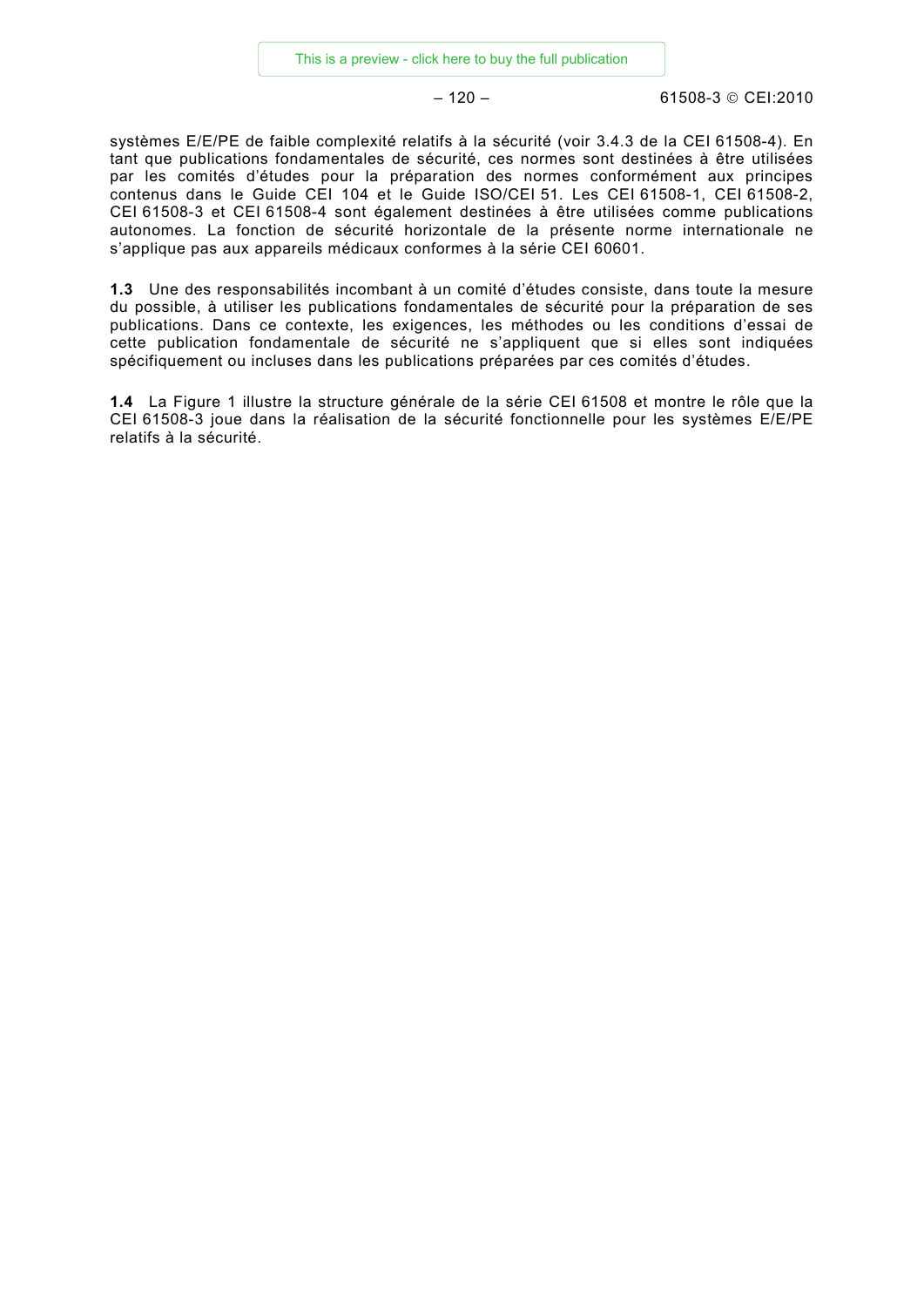systèmes E/E/PE de faible complexité relatifs à la sécurité (voir 3.4.3 de la CEI 61508-4). En tant que publications fondamentales de sécurité, ces normes sont destinées à être utilisées par les comités d'études pour la préparation des normes conformément aux principes contenus dans le Guide CEI 104 et le Guide ISO/CEI 51. Les CEI 61508-1, CEI 61508-2, CEI 61508-3 et CEI 61508-4 sont également destinées à être utilisées comme publications autonomes. La fonction de sécurité horizontale de la présente norme internationale ne s'applique pas aux appareils médicaux conformes à la série CEI 60601.

**1.3** Une des responsabilités incombant à un comité d'études consiste, dans toute la mesure du possible, à utiliser les publications fondamentales de sécurité pour la préparation de ses publications. Dans ce contexte, les exigences, les méthodes ou les conditions d'essai de cette publication fondamentale de sécurité ne s'appliquent que si elles sont indiquées spécifiquement ou incluses dans les publications préparées par ces comités d'études.

**1.4** La Figure 1 illustre la structure générale de la série CEI 61508 et montre le rôle que la CEI 61508-3 joue dans la réalisation de la sécurité fonctionnelle pour les systèmes E/E/PE relatifs à la sécurité.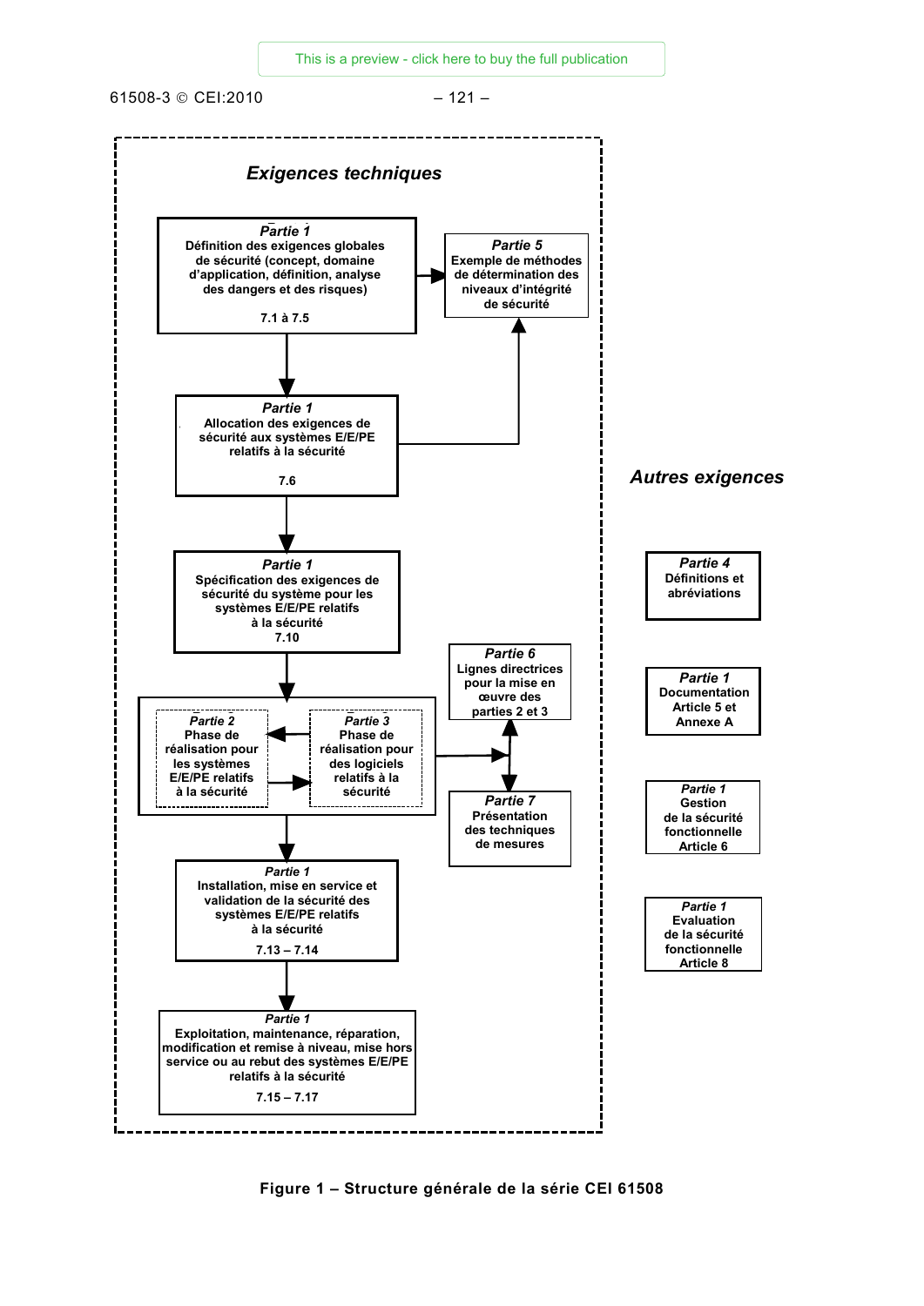**Exigences techniques**

**Partie 1**
Définition des exigences globales de sécurité (concept, domaine d'application, définition, analyse des dangers et des risques)
7.1 à 7.5

**Partie 5**
Exemple de méthodes de détermination des niveaux d'intégrité de sécurité

**Partie 1**
Allocation des exigences de sécurité aux systèmes E/E/PE relatifs à la sécurité
7.6

**Partie 1**
Spécification des exigences de sécurité du système pour les systèmes E/E/PE relatifs à la sécurité
7.10

**Partie 6**
Lignes directrices pour la mise en œuvre des parties 2 et 3

**Partie 2**
Phase de réalisation pour les systèmes E/E/PE relatifs à la sécurité

**Partie 3**
Phase de réalisation pour des logiciels relatifs à la sécurité

**Partie 7**
Présentation des techniques de mesures

**Partie 1**
Installation, mise en service et validation de la sécurité des systèmes E/E/PE relatifs à la sécurité
7.13 – 7.14

**Partie 1**
Exploitation, maintenance, réparation, modification et remise à niveau, mise hors service ou au rebut des systèmes E/E/PE relatifs à la sécurité
7.15 – 7.17

**Autres exigences**

**Partie 4**
Définitions et abréviations

**Partie 1**
Documentation Article 5 et Annexe A

**Partie 1**
Gestion de la sécurité fonctionnelle Article 6

**Partie 1**
Evaluation de la sécurité fonctionnelle Article 8

**Figure 1 – Structure générale de la série CEI 61508**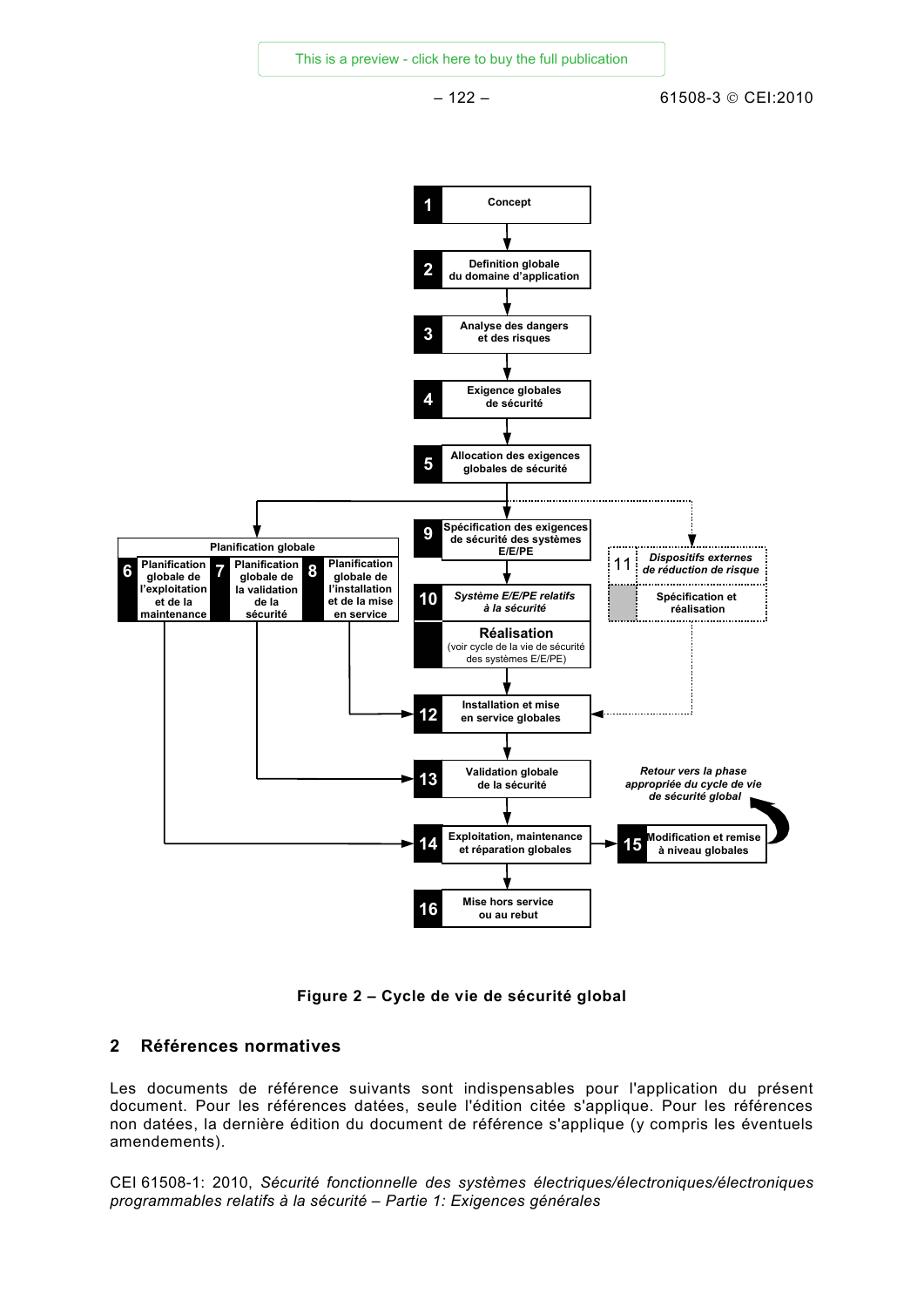1 Concept

2 Definition globale du domaine d'application

3 Analyse des dangers et des risques

4 Exigence globales de sécurité

5 Allocation des exigences globales de sécurité

Planification globale

6 Planification globale de l'exploitation et de la maintenance

7 Planification globale de la validation de la sécurité

8 Planification globale de l'installation et de la mise en service

9 Spécification des exigences de sécurité des systèmes E/E/PE

10 *Système E/E/PE relatifs à la sécurité*

Réalisation
(voir cycle de la vie de sécurité des systèmes E/E/PE)

11 *Dispositifs externes de réduction de risque*

Spécification et réalisation

12 Installation et mise en service globales

13 Validation globale de la sécurité

14 Exploitation, maintenance et réparation globales

15 Modification et remise à niveau globales

*Retour vers la phase appropriée du cycle de vie de sécurité global*

16 Mise hors service ou au rebut

**Figure 2 – Cycle de vie de sécurité global**

## 2 Références normatives

Les documents de référence suivants sont indispensables pour l'application du présent document. Pour les références datées, seule l'édition citée s'applique. Pour les références non datées, la dernière édition du document de référence s'applique (y compris les éventuels amendements).

CEI 61508-1: 2010, *Sécurité fonctionnelle des systèmes électriques/électroniques/électroniques programmables relatifs à la sécurité – Partie 1: Exigences générales*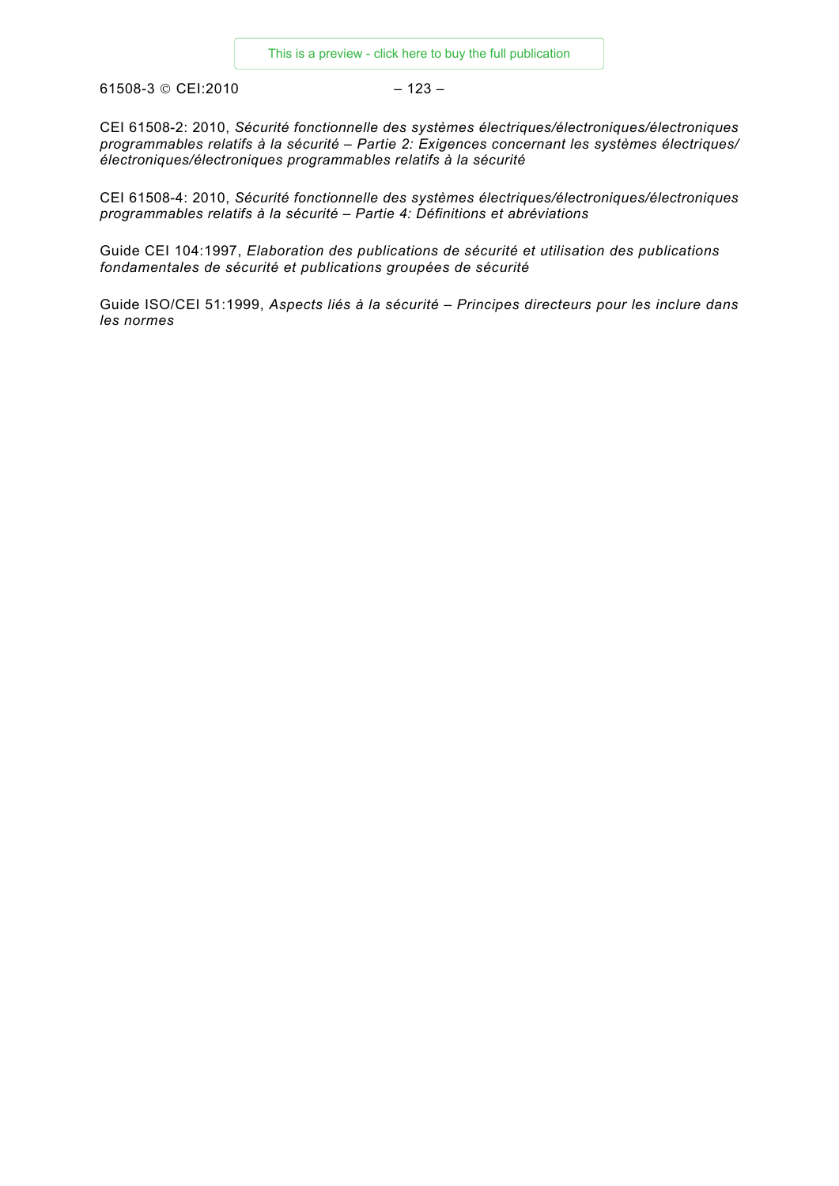CEI 61508-2: 2010, *Sécurité fonctionnelle des systèmes électriques/électroniques/électroniques programmables relatifs à la sécurité – Partie 2: Exigences concernant les systèmes électriques/ électroniques/électroniques programmables relatifs à la sécurité*

CEI 61508-4: 2010, *Sécurité fonctionnelle des systèmes électriques/électroniques/électroniques programmables relatifs à la sécurité – Partie 4: Définitions et abréviations*

Guide CEI 104:1997, *Elaboration des publications de sécurité et utilisation des publications fondamentales de sécurité et publications groupées de sécurité*

Guide ISO/CEI 51:1999, *Aspects liés à la sécurité – Principes directeurs pour les inclure dans les normes*